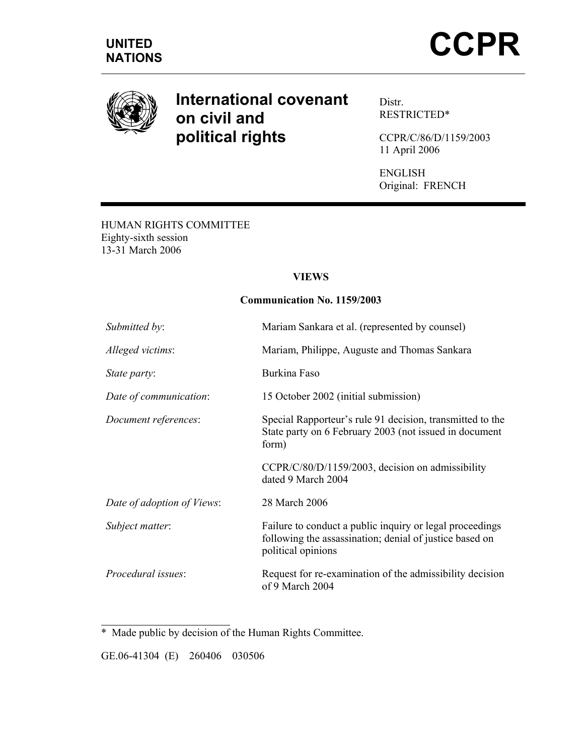**UNITED NATIONS**

# CCPR

## International covenant on civil and political rights

Distr.
RESTRICTED*

CCPR/C/86/D/1159/2003
11 April 2006

ENGLISH
Original: FRENCH

HUMAN RIGHTS COMMITTEE
Eighty-sixth session
13-31 March 2006

### VIEWS

### Communication No. 1159/2003

| | |
|---|---|
| *Submitted by*: | Mariam Sankara et al. (represented by counsel) |
| *Alleged victims*: | Mariam, Philippe, Auguste and Thomas Sankara |
| *State party*: | Burkina Faso |
| *Date of communication*: | 15 October 2002 (initial submission) |
| *Document references*: | Special Rapporteur's rule 91 decision, transmitted to the State party on 6 February 2003 (not issued in document form) |
| | CCPR/C/80/D/1159/2003, decision on admissibility dated 9 March 2004 |
| *Date of adoption of Views*: | 28 March 2006 |
| *Subject matter*: | Failure to conduct a public inquiry or legal proceedings following the assassination; denial of justice based on political opinions |
| *Procedural issues*: | Request for re-examination of the admissibility decision of 9 March 2004 |

\* Made public by decision of the Human Rights Committee.

GE.06-41304 (E) 260406 030506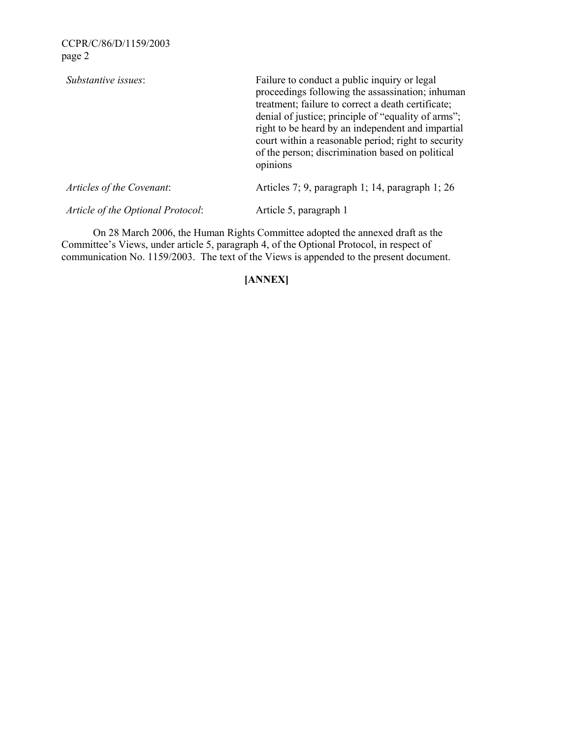| | |
|---|---|
| *Substantive issues*: | Failure to conduct a public inquiry or legal proceedings following the assassination; inhuman treatment; failure to correct a death certificate; denial of justice; principle of "equality of arms"; right to be heard by an independent and impartial court within a reasonable period; right to security of the person; discrimination based on political opinions |
| *Articles of the Covenant*: | Articles 7; 9, paragraph 1; 14, paragraph 1; 26 |
| *Article of the Optional Protocol*: | Article 5, paragraph 1 |

On 28 March 2006, the Human Rights Committee adopted the annexed draft as the Committee's Views, under article 5, paragraph 4, of the Optional Protocol, in respect of communication No. 1159/2003. The text of the Views is appended to the present document.

**[ANNEX]**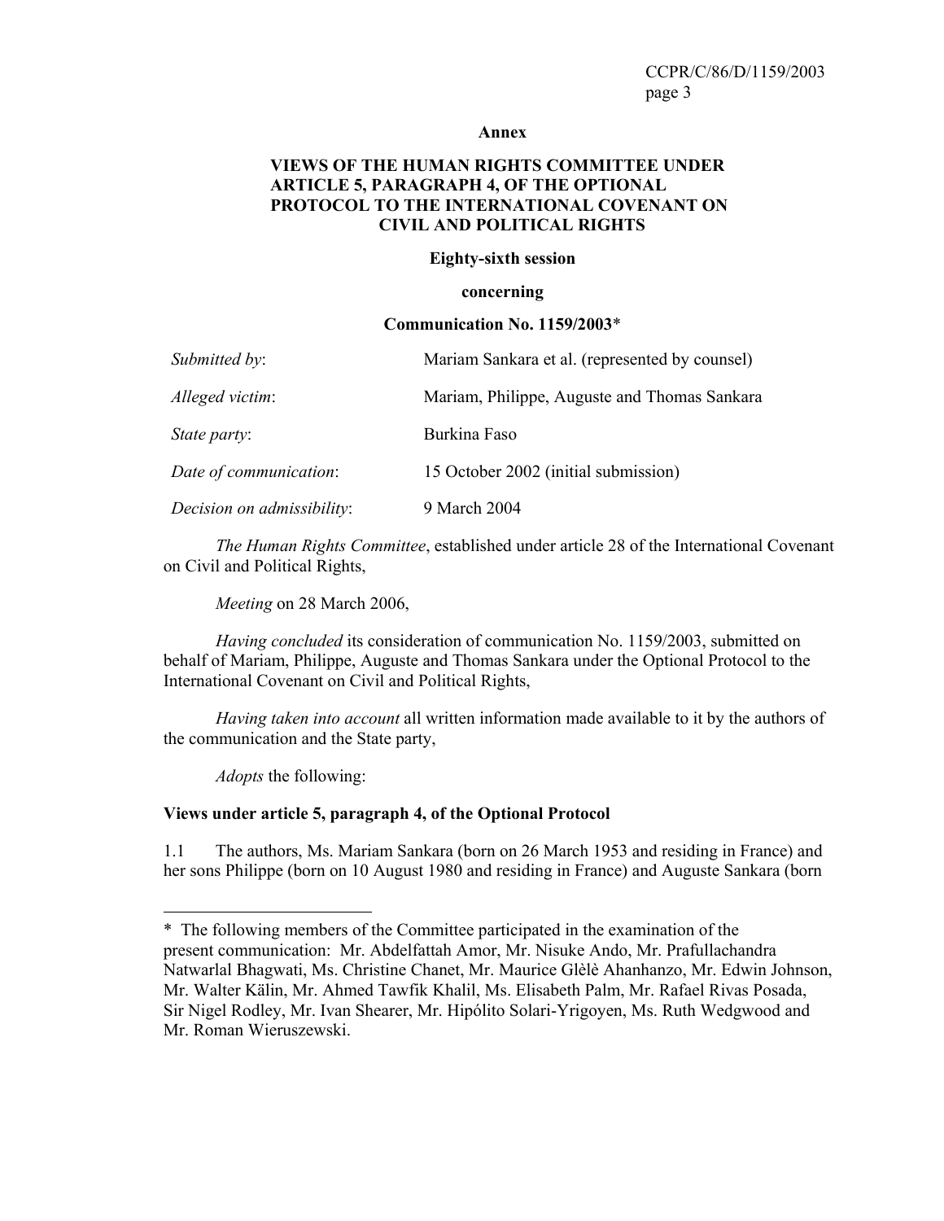**Annex**

**VIEWS OF THE HUMAN RIGHTS COMMITTEE UNDER ARTICLE 5, PARAGRAPH 4, OF THE OPTIONAL PROTOCOL TO THE INTERNATIONAL COVENANT ON CIVIL AND POLITICAL RIGHTS**

**Eighty-sixth session**

**concerning**

**Communication No. 1159/2003***

| | |
|---|---|
| *Submitted by*: | Mariam Sankara et al. (represented by counsel) |
| *Alleged victim*: | Mariam, Philippe, Auguste and Thomas Sankara |
| *State party*: | Burkina Faso |
| *Date of communication*: | 15 October 2002 (initial submission) |
| *Decision on admissibility*: | 9 March 2004 |

*The Human Rights Committee*, established under article 28 of the International Covenant on Civil and Political Rights,

*Meeting* on 28 March 2006,

*Having concluded* its consideration of communication No. 1159/2003, submitted on behalf of Mariam, Philippe, Auguste and Thomas Sankara under the Optional Protocol to the International Covenant on Civil and Political Rights,

*Having taken into account* all written information made available to it by the authors of the communication and the State party,

*Adopts* the following:

**Views under article 5, paragraph 4, of the Optional Protocol**

1.1 The authors, Ms. Mariam Sankara (born on 26 March 1953 and residing in France) and her sons Philippe (born on 10 August 1980 and residing in France) and Auguste Sankara (born

---

* The following members of the Committee participated in the examination of the present communication: Mr. Abdelfattah Amor, Mr. Nisuke Ando, Mr. Prafullachandra Natwarlal Bhagwati, Ms. Christine Chanet, Mr. Maurice Glèlè Ahanhanzo, Mr. Edwin Johnson, Mr. Walter Kälin, Mr. Ahmed Tawfik Khalil, Ms. Elisabeth Palm, Mr. Rafael Rivas Posada, Sir Nigel Rodley, Mr. Ivan Shearer, Mr. Hipólito Solari-Yrigoyen, Ms. Ruth Wedgwood and Mr. Roman Wieruszewski.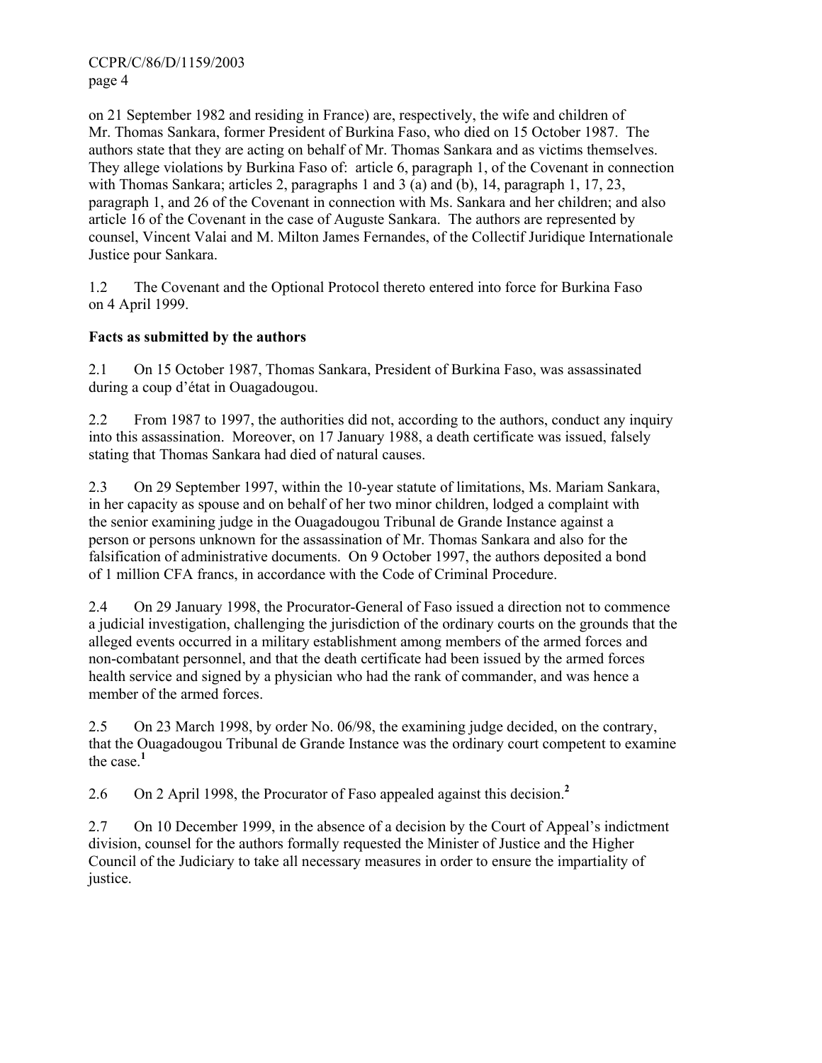on 21 September 1982 and residing in France) are, respectively, the wife and children of Mr. Thomas Sankara, former President of Burkina Faso, who died on 15 October 1987. The authors state that they are acting on behalf of Mr. Thomas Sankara and as victims themselves. They allege violations by Burkina Faso of: article 6, paragraph 1, of the Covenant in connection with Thomas Sankara; articles 2, paragraphs 1 and 3 (a) and (b), 14, paragraph 1, 17, 23, paragraph 1, and 26 of the Covenant in connection with Ms. Sankara and her children; and also article 16 of the Covenant in the case of Auguste Sankara. The authors are represented by counsel, Vincent Valai and M. Milton James Fernandes, of the Collectif Juridique Internationale Justice pour Sankara.

1.2 The Covenant and the Optional Protocol thereto entered into force for Burkina Faso on 4 April 1999.

**Facts as submitted by the authors**

2.1 On 15 October 1987, Thomas Sankara, President of Burkina Faso, was assassinated during a coup d'état in Ouagadougou.

2.2 From 1987 to 1997, the authorities did not, according to the authors, conduct any inquiry into this assassination. Moreover, on 17 January 1988, a death certificate was issued, falsely stating that Thomas Sankara had died of natural causes.

2.3 On 29 September 1997, within the 10-year statute of limitations, Ms. Mariam Sankara, in her capacity as spouse and on behalf of her two minor children, lodged a complaint with the senior examining judge in the Ouagadougou Tribunal de Grande Instance against a person or persons unknown for the assassination of Mr. Thomas Sankara and also for the falsification of administrative documents. On 9 October 1997, the authors deposited a bond of 1 million CFA francs, in accordance with the Code of Criminal Procedure.

2.4 On 29 January 1998, the Procurator-General of Faso issued a direction not to commence a judicial investigation, challenging the jurisdiction of the ordinary courts on the grounds that the alleged events occurred in a military establishment among members of the armed forces and non-combatant personnel, and that the death certificate had been issued by the armed forces health service and signed by a physician who had the rank of commander, and was hence a member of the armed forces.

2.5 On 23 March 1998, by order No. 06/98, the examining judge decided, on the contrary, that the Ouagadougou Tribunal de Grande Instance was the ordinary court competent to examine the case.[1]

2.6 On 2 April 1998, the Procurator of Faso appealed against this decision.[2]

2.7 On 10 December 1999, in the absence of a decision by the Court of Appeal's indictment division, counsel for the authors formally requested the Minister of Justice and the Higher Council of the Judiciary to take all necessary measures in order to ensure the impartiality of justice.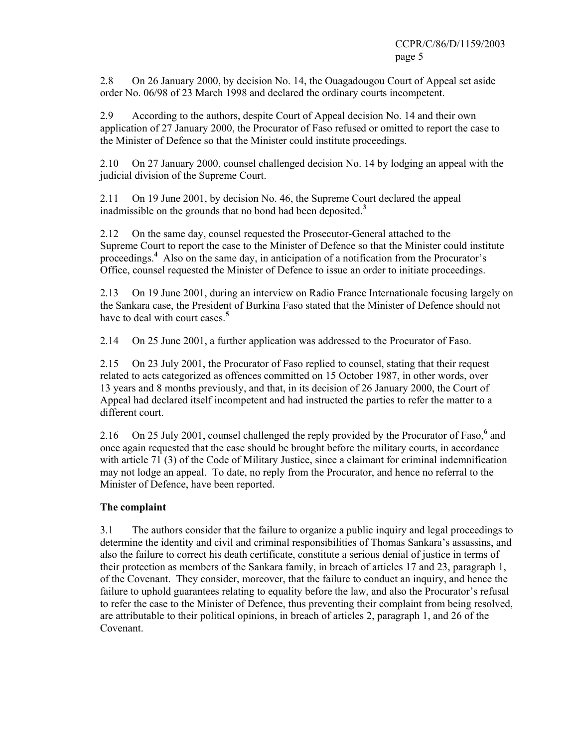2.8 On 26 January 2000, by decision No. 14, the Ouagadougou Court of Appeal set aside order No. 06/98 of 23 March 1998 and declared the ordinary courts incompetent.

2.9 According to the authors, despite Court of Appeal decision No. 14 and their own application of 27 January 2000, the Procurator of Faso refused or omitted to report the case to the Minister of Defence so that the Minister could institute proceedings.

2.10 On 27 January 2000, counsel challenged decision No. 14 by lodging an appeal with the judicial division of the Supreme Court.

2.11 On 19 June 2001, by decision No. 46, the Supreme Court declared the appeal inadmissible on the grounds that no bond had been deposited.[3]

2.12 On the same day, counsel requested the Prosecutor-General attached to the Supreme Court to report the case to the Minister of Defence so that the Minister could institute proceedings.[4] Also on the same day, in anticipation of a notification from the Procurator's Office, counsel requested the Minister of Defence to issue an order to initiate proceedings.

2.13 On 19 June 2001, during an interview on Radio France Internationale focusing largely on the Sankara case, the President of Burkina Faso stated that the Minister of Defence should not have to deal with court cases.[5]

2.14 On 25 June 2001, a further application was addressed to the Procurator of Faso.

2.15 On 23 July 2001, the Procurator of Faso replied to counsel, stating that their request related to acts categorized as offences committed on 15 October 1987, in other words, over 13 years and 8 months previously, and that, in its decision of 26 January 2000, the Court of Appeal had declared itself incompetent and had instructed the parties to refer the matter to a different court.

2.16 On 25 July 2001, counsel challenged the reply provided by the Procurator of Faso,[6] and once again requested that the case should be brought before the military courts, in accordance with article 71 (3) of the Code of Military Justice, since a claimant for criminal indemnification may not lodge an appeal. To date, no reply from the Procurator, and hence no referral to the Minister of Defence, have been reported.

**The complaint**

3.1 The authors consider that the failure to organize a public inquiry and legal proceedings to determine the identity and civil and criminal responsibilities of Thomas Sankara's assassins, and also the failure to correct his death certificate, constitute a serious denial of justice in terms of their protection as members of the Sankara family, in breach of articles 17 and 23, paragraph 1, of the Covenant. They consider, moreover, that the failure to conduct an inquiry, and hence the failure to uphold guarantees relating to equality before the law, and also the Procurator's refusal to refer the case to the Minister of Defence, thus preventing their complaint from being resolved, are attributable to their political opinions, in breach of articles 2, paragraph 1, and 26 of the Covenant.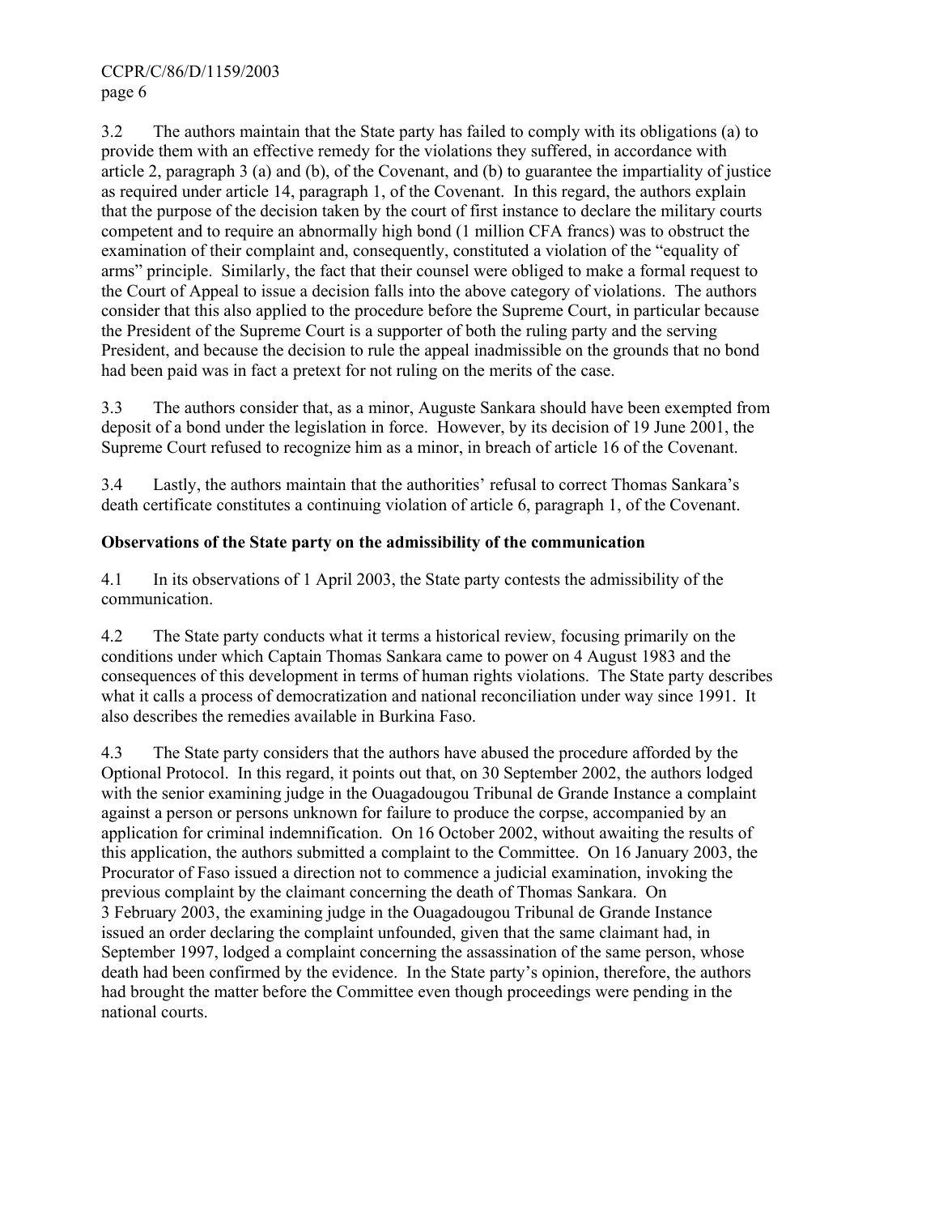3.2 The authors maintain that the State party has failed to comply with its obligations (a) to provide them with an effective remedy for the violations they suffered, in accordance with article 2, paragraph 3 (a) and (b), of the Covenant, and (b) to guarantee the impartiality of justice as required under article 14, paragraph 1, of the Covenant. In this regard, the authors explain that the purpose of the decision taken by the court of first instance to declare the military courts competent and to require an abnormally high bond (1 million CFA francs) was to obstruct the examination of their complaint and, consequently, constituted a violation of the "equality of arms" principle. Similarly, the fact that their counsel were obliged to make a formal request to the Court of Appeal to issue a decision falls into the above category of violations. The authors consider that this also applied to the procedure before the Supreme Court, in particular because the President of the Supreme Court is a supporter of both the ruling party and the serving President, and because the decision to rule the appeal inadmissible on the grounds that no bond had been paid was in fact a pretext for not ruling on the merits of the case.

3.3 The authors consider that, as a minor, Auguste Sankara should have been exempted from deposit of a bond under the legislation in force. However, by its decision of 19 June 2001, the Supreme Court refused to recognize him as a minor, in breach of article 16 of the Covenant.

3.4 Lastly, the authors maintain that the authorities' refusal to correct Thomas Sankara's death certificate constitutes a continuing violation of article 6, paragraph 1, of the Covenant.

**Observations of the State party on the admissibility of the communication**

4.1 In its observations of 1 April 2003, the State party contests the admissibility of the communication.

4.2 The State party conducts what it terms a historical review, focusing primarily on the conditions under which Captain Thomas Sankara came to power on 4 August 1983 and the consequences of this development in terms of human rights violations. The State party describes what it calls a process of democratization and national reconciliation under way since 1991. It also describes the remedies available in Burkina Faso.

4.3 The State party considers that the authors have abused the procedure afforded by the Optional Protocol. In this regard, it points out that, on 30 September 2002, the authors lodged with the senior examining judge in the Ouagadougou Tribunal de Grande Instance a complaint against a person or persons unknown for failure to produce the corpse, accompanied by an application for criminal indemnification. On 16 October 2002, without awaiting the results of this application, the authors submitted a complaint to the Committee. On 16 January 2003, the Procurator of Faso issued a direction not to commence a judicial examination, invoking the previous complaint by the claimant concerning the death of Thomas Sankara. On 3 February 2003, the examining judge in the Ouagadougou Tribunal de Grande Instance issued an order declaring the complaint unfounded, given that the same claimant had, in September 1997, lodged a complaint concerning the assassination of the same person, whose death had been confirmed by the evidence. In the State party's opinion, therefore, the authors had brought the matter before the Committee even though proceedings were pending in the national courts.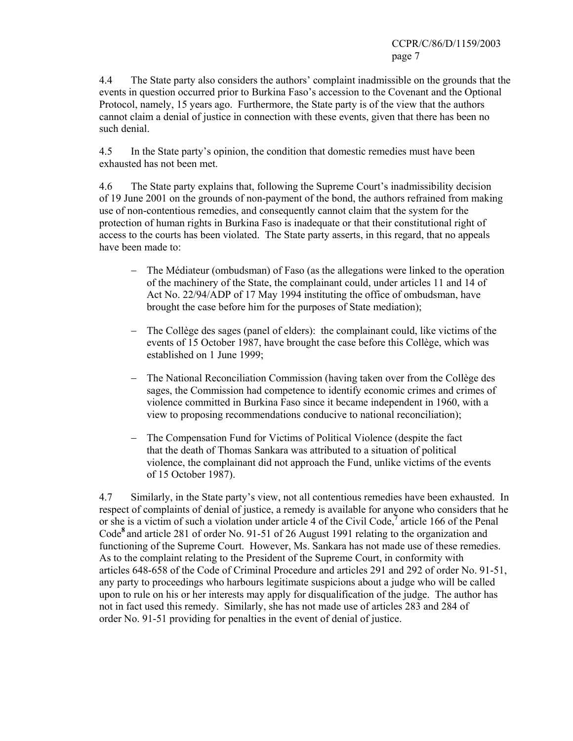4.4 The State party also considers the authors' complaint inadmissible on the grounds that the events in question occurred prior to Burkina Faso's accession to the Covenant and the Optional Protocol, namely, 15 years ago. Furthermore, the State party is of the view that the authors cannot claim a denial of justice in connection with these events, given that there has been no such denial.

4.5 In the State party's opinion, the condition that domestic remedies must have been exhausted has not been met.

4.6 The State party explains that, following the Supreme Court's inadmissibility decision of 19 June 2001 on the grounds of non-payment of the bond, the authors refrained from making use of non-contentious remedies, and consequently cannot claim that the system for the protection of human rights in Burkina Faso is inadequate or that their constitutional right of access to the courts has been violated. The State party asserts, in this regard, that no appeals have been made to:

- The Médiateur (ombudsman) of Faso (as the allegations were linked to the operation of the machinery of the State, the complainant could, under articles 11 and 14 of Act No. 22/94/ADP of 17 May 1994 instituting the office of ombudsman, have brought the case before him for the purposes of State mediation);

- The Collège des sages (panel of elders): the complainant could, like victims of the events of 15 October 1987, have brought the case before this Collège, which was established on 1 June 1999;

- The National Reconciliation Commission (having taken over from the Collège des sages, the Commission had competence to identify economic crimes and crimes of violence committed in Burkina Faso since it became independent in 1960, with a view to proposing recommendations conducive to national reconciliation);

- The Compensation Fund for Victims of Political Violence (despite the fact that the death of Thomas Sankara was attributed to a situation of political violence, the complainant did not approach the Fund, unlike victims of the events of 15 October 1987).

4.7 Similarly, in the State party's view, not all contentious remedies have been exhausted. In respect of complaints of denial of justice, a remedy is available for anyone who considers that he or she is a victim of such a violation under article 4 of the Civil Code,[7] article 166 of the Penal Code[8] and article 281 of order No. 91-51 of 26 August 1991 relating to the organization and functioning of the Supreme Court. However, Ms. Sankara has not made use of these remedies. As to the complaint relating to the President of the Supreme Court, in conformity with articles 648-658 of the Code of Criminal Procedure and articles 291 and 292 of order No. 91-51, any party to proceedings who harbours legitimate suspicions about a judge who will be called upon to rule on his or her interests may apply for disqualification of the judge. The author has not in fact used this remedy. Similarly, she has not made use of articles 283 and 284 of order No. 91-51 providing for penalties in the event of denial of justice.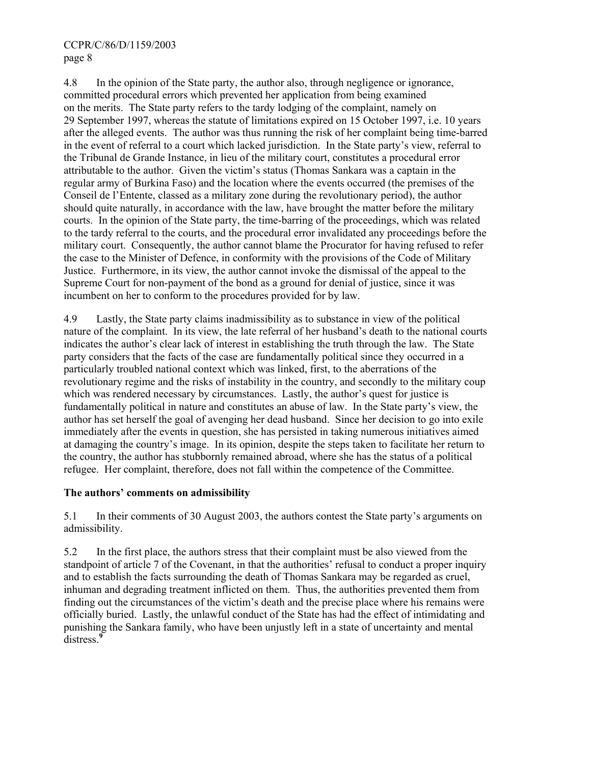4.8 In the opinion of the State party, the author also, through negligence or ignorance, committed procedural errors which prevented her application from being examined on the merits. The State party refers to the tardy lodging of the complaint, namely on 29 September 1997, whereas the statute of limitations expired on 15 October 1997, i.e. 10 years after the alleged events. The author was thus running the risk of her complaint being time-barred in the event of referral to a court which lacked jurisdiction. In the State party's view, referral to the Tribunal de Grande Instance, in lieu of the military court, constitutes a procedural error attributable to the author. Given the victim's status (Thomas Sankara was a captain in the regular army of Burkina Faso) and the location where the events occurred (the premises of the Conseil de l'Entente, classed as a military zone during the revolutionary period), the author should quite naturally, in accordance with the law, have brought the matter before the military courts. In the opinion of the State party, the time-barring of the proceedings, which was related to the tardy referral to the courts, and the procedural error invalidated any proceedings before the military court. Consequently, the author cannot blame the Procurator for having refused to refer the case to the Minister of Defence, in conformity with the provisions of the Code of Military Justice. Furthermore, in its view, the author cannot invoke the dismissal of the appeal to the Supreme Court for non-payment of the bond as a ground for denial of justice, since it was incumbent on her to conform to the procedures provided for by law.

4.9 Lastly, the State party claims inadmissibility as to substance in view of the political nature of the complaint. In its view, the late referral of her husband's death to the national courts indicates the author's clear lack of interest in establishing the truth through the law. The State party considers that the facts of the case are fundamentally political since they occurred in a particularly troubled national context which was linked, first, to the aberrations of the revolutionary regime and the risks of instability in the country, and secondly to the military coup which was rendered necessary by circumstances. Lastly, the author's quest for justice is fundamentally political in nature and constitutes an abuse of law. In the State party's view, the author has set herself the goal of avenging her dead husband. Since her decision to go into exile immediately after the events in question, she has persisted in taking numerous initiatives aimed at damaging the country's image. In its opinion, despite the steps taken to facilitate her return to the country, the author has stubbornly remained abroad, where she has the status of a political refugee. Her complaint, therefore, does not fall within the competence of the Committee.

**The authors' comments on admissibility**

5.1 In their comments of 30 August 2003, the authors contest the State party's arguments on admissibility.

5.2 In the first place, the authors stress that their complaint must be also viewed from the standpoint of article 7 of the Covenant, in that the authorities' refusal to conduct a proper inquiry and to establish the facts surrounding the death of Thomas Sankara may be regarded as cruel, inhuman and degrading treatment inflicted on them. Thus, the authorities prevented them from finding out the circumstances of the victim's death and the precise place where his remains were officially buried. Lastly, the unlawful conduct of the State has had the effect of intimidating and punishing the Sankara family, who have been unjustly left in a state of uncertainty and mental distress.[9]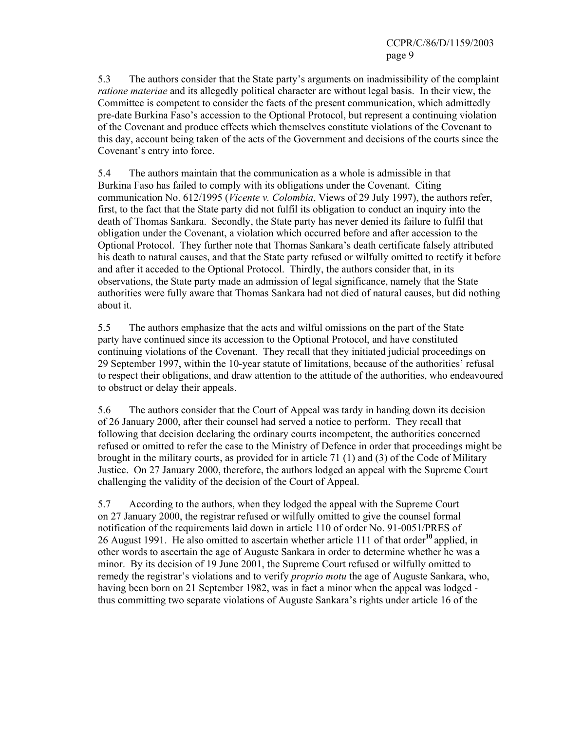5.3 The authors consider that the State party's arguments on inadmissibility of the complaint *ratione materiae* and its allegedly political character are without legal basis. In their view, the Committee is competent to consider the facts of the present communication, which admittedly pre-date Burkina Faso's accession to the Optional Protocol, but represent a continuing violation of the Covenant and produce effects which themselves constitute violations of the Covenant to this day, account being taken of the acts of the Government and decisions of the courts since the Covenant's entry into force.

5.4 The authors maintain that the communication as a whole is admissible in that Burkina Faso has failed to comply with its obligations under the Covenant. Citing communication No. 612/1995 (*Vicente v. Colombia*, Views of 29 July 1997), the authors refer, first, to the fact that the State party did not fulfil its obligation to conduct an inquiry into the death of Thomas Sankara. Secondly, the State party has never denied its failure to fulfil that obligation under the Covenant, a violation which occurred before and after accession to the Optional Protocol. They further note that Thomas Sankara's death certificate falsely attributed his death to natural causes, and that the State party refused or wilfully omitted to rectify it before and after it acceded to the Optional Protocol. Thirdly, the authors consider that, in its observations, the State party made an admission of legal significance, namely that the State authorities were fully aware that Thomas Sankara had not died of natural causes, but did nothing about it.

5.5 The authors emphasize that the acts and wilful omissions on the part of the State party have continued since its accession to the Optional Protocol, and have constituted continuing violations of the Covenant. They recall that they initiated judicial proceedings on 29 September 1997, within the 10-year statute of limitations, because of the authorities' refusal to respect their obligations, and draw attention to the attitude of the authorities, who endeavoured to obstruct or delay their appeals.

5.6 The authors consider that the Court of Appeal was tardy in handing down its decision of 26 January 2000, after their counsel had served a notice to perform. They recall that following that decision declaring the ordinary courts incompetent, the authorities concerned refused or omitted to refer the case to the Ministry of Defence in order that proceedings might be brought in the military courts, as provided for in article 71 (1) and (3) of the Code of Military Justice. On 27 January 2000, therefore, the authors lodged an appeal with the Supreme Court challenging the validity of the decision of the Court of Appeal.

5.7 According to the authors, when they lodged the appeal with the Supreme Court on 27 January 2000, the registrar refused or wilfully omitted to give the counsel formal notification of the requirements laid down in article 110 of order No. 91-0051/PRES of 26 August 1991. He also omitted to ascertain whether article 111 of that order[10] applied, in other words to ascertain the age of Auguste Sankara in order to determine whether he was a minor. By its decision of 19 June 2001, the Supreme Court refused or wilfully omitted to remedy the registrar's violations and to verify *proprio motu* the age of Auguste Sankara, who, having been born on 21 September 1982, was in fact a minor when the appeal was lodged - thus committing two separate violations of Auguste Sankara's rights under article 16 of the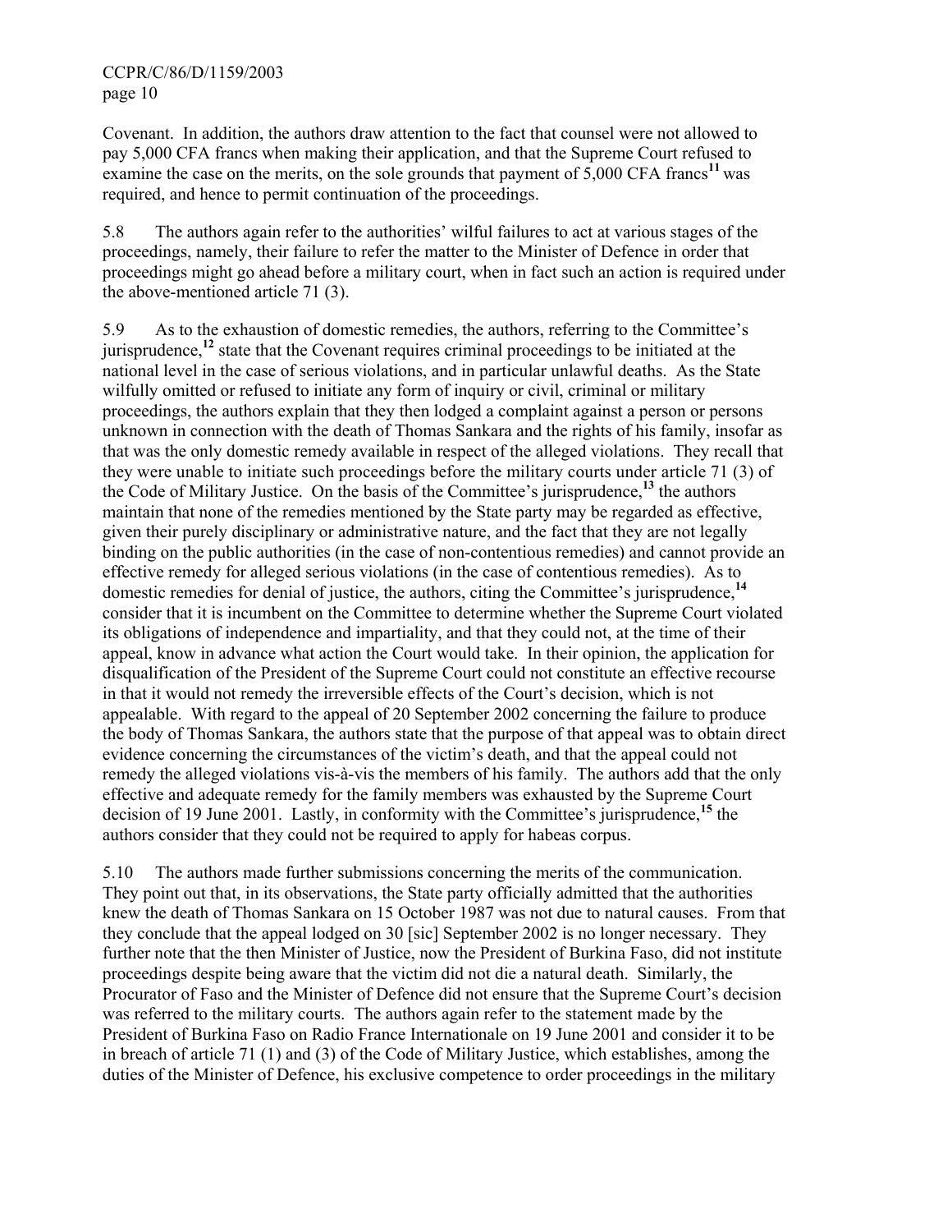Covenant. In addition, the authors draw attention to the fact that counsel were not allowed to pay 5,000 CFA francs when making their application, and that the Supreme Court refused to examine the case on the merits, on the sole grounds that payment of 5,000 CFA francs[11] was required, and hence to permit continuation of the proceedings.

5.8 The authors again refer to the authorities' wilful failures to act at various stages of the proceedings, namely, their failure to refer the matter to the Minister of Defence in order that proceedings might go ahead before a military court, when in fact such an action is required under the above-mentioned article 71 (3).

5.9 As to the exhaustion of domestic remedies, the authors, referring to the Committee's jurisprudence,[12] state that the Covenant requires criminal proceedings to be initiated at the national level in the case of serious violations, and in particular unlawful deaths. As the State wilfully omitted or refused to initiate any form of inquiry or civil, criminal or military proceedings, the authors explain that they then lodged a complaint against a person or persons unknown in connection with the death of Thomas Sankara and the rights of his family, insofar as that was the only domestic remedy available in respect of the alleged violations. They recall that they were unable to initiate such proceedings before the military courts under article 71 (3) of the Code of Military Justice. On the basis of the Committee's jurisprudence,[13] the authors maintain that none of the remedies mentioned by the State party may be regarded as effective, given their purely disciplinary or administrative nature, and the fact that they are not legally binding on the public authorities (in the case of non-contentious remedies) and cannot provide an effective remedy for alleged serious violations (in the case of contentious remedies). As to domestic remedies for denial of justice, the authors, citing the Committee's jurisprudence,[14] consider that it is incumbent on the Committee to determine whether the Supreme Court violated its obligations of independence and impartiality, and that they could not, at the time of their appeal, know in advance what action the Court would take. In their opinion, the application for disqualification of the President of the Supreme Court could not constitute an effective recourse in that it would not remedy the irreversible effects of the Court's decision, which is not appealable. With regard to the appeal of 20 September 2002 concerning the failure to produce the body of Thomas Sankara, the authors state that the purpose of that appeal was to obtain direct evidence concerning the circumstances of the victim's death, and that the appeal could not remedy the alleged violations vis-à-vis the members of his family. The authors add that the only effective and adequate remedy for the family members was exhausted by the Supreme Court decision of 19 June 2001. Lastly, in conformity with the Committee's jurisprudence,[15] the authors consider that they could not be required to apply for habeas corpus.

5.10 The authors made further submissions concerning the merits of the communication. They point out that, in its observations, the State party officially admitted that the authorities knew the death of Thomas Sankara on 15 October 1987 was not due to natural causes. From that they conclude that the appeal lodged on 30 [sic] September 2002 is no longer necessary. They further note that the then Minister of Justice, now the President of Burkina Faso, did not institute proceedings despite being aware that the victim did not die a natural death. Similarly, the Procurator of Faso and the Minister of Defence did not ensure that the Supreme Court's decision was referred to the military courts. The authors again refer to the statement made by the President of Burkina Faso on Radio France Internationale on 19 June 2001 and consider it to be in breach of article 71 (1) and (3) of the Code of Military Justice, which establishes, among the duties of the Minister of Defence, his exclusive competence to order proceedings in the military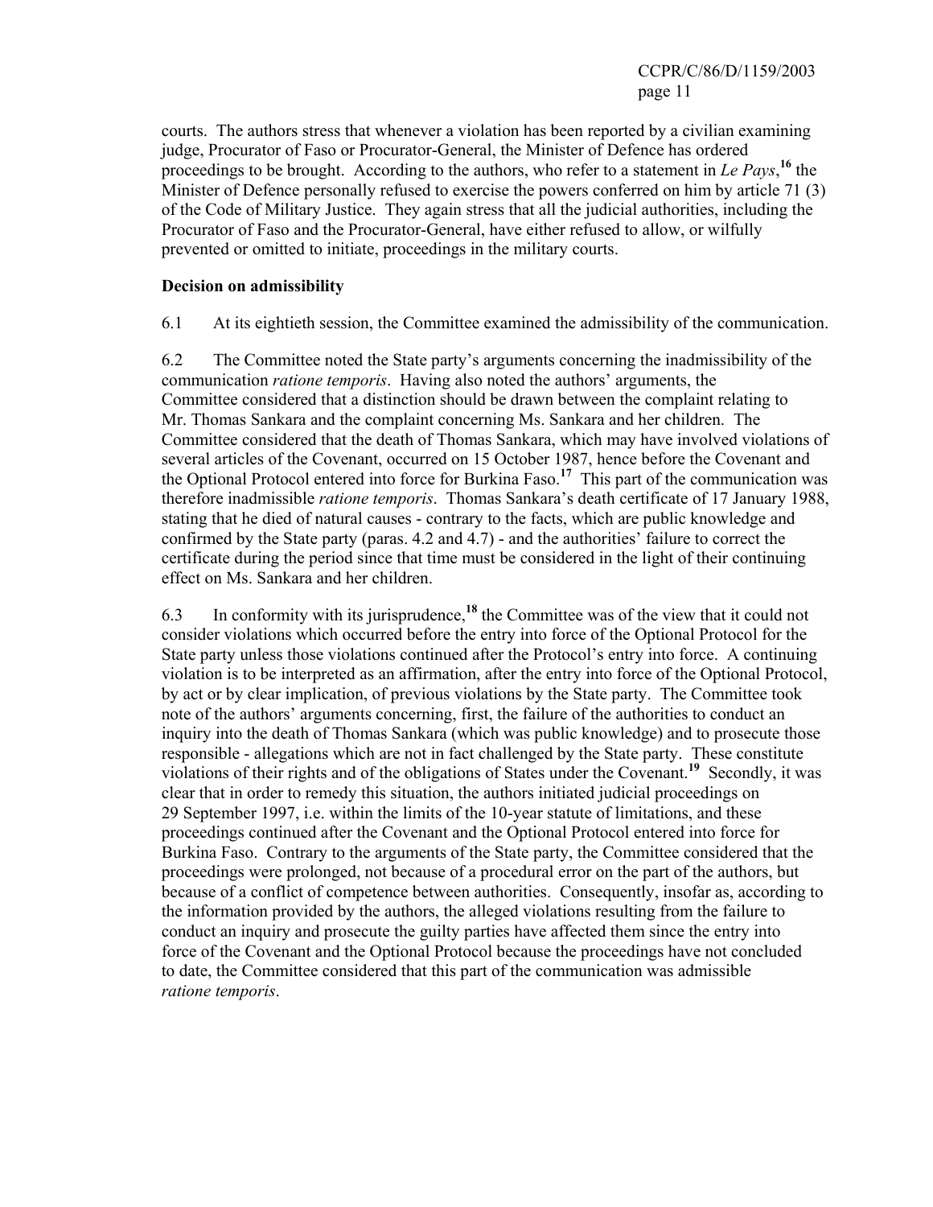courts. The authors stress that whenever a violation has been reported by a civilian examining judge, Procurator of Faso or Procurator-General, the Minister of Defence has ordered proceedings to be brought. According to the authors, who refer to a statement in *Le Pays*,[16] the Minister of Defence personally refused to exercise the powers conferred on him by article 71 (3) of the Code of Military Justice. They again stress that all the judicial authorities, including the Procurator of Faso and the Procurator-General, have either refused to allow, or wilfully prevented or omitted to initiate, proceedings in the military courts.

**Decision on admissibility**

6.1 At its eightieth session, the Committee examined the admissibility of the communication.

6.2 The Committee noted the State party's arguments concerning the inadmissibility of the communication *ratione temporis*. Having also noted the authors' arguments, the Committee considered that a distinction should be drawn between the complaint relating to Mr. Thomas Sankara and the complaint concerning Ms. Sankara and her children. The Committee considered that the death of Thomas Sankara, which may have involved violations of several articles of the Covenant, occurred on 15 October 1987, hence before the Covenant and the Optional Protocol entered into force for Burkina Faso.[17] This part of the communication was therefore inadmissible *ratione temporis*. Thomas Sankara's death certificate of 17 January 1988, stating that he died of natural causes - contrary to the facts, which are public knowledge and confirmed by the State party (paras. 4.2 and 4.7) - and the authorities' failure to correct the certificate during the period since that time must be considered in the light of their continuing effect on Ms. Sankara and her children.

6.3 In conformity with its jurisprudence,[18] the Committee was of the view that it could not consider violations which occurred before the entry into force of the Optional Protocol for the State party unless those violations continued after the Protocol's entry into force. A continuing violation is to be interpreted as an affirmation, after the entry into force of the Optional Protocol, by act or by clear implication, of previous violations by the State party. The Committee took note of the authors' arguments concerning, first, the failure of the authorities to conduct an inquiry into the death of Thomas Sankara (which was public knowledge) and to prosecute those responsible - allegations which are not in fact challenged by the State party. These constitute violations of their rights and of the obligations of States under the Covenant.[19] Secondly, it was clear that in order to remedy this situation, the authors initiated judicial proceedings on 29 September 1997, i.e. within the limits of the 10-year statute of limitations, and these proceedings continued after the Covenant and the Optional Protocol entered into force for Burkina Faso. Contrary to the arguments of the State party, the Committee considered that the proceedings were prolonged, not because of a procedural error on the part of the authors, but because of a conflict of competence between authorities. Consequently, insofar as, according to the information provided by the authors, the alleged violations resulting from the failure to conduct an inquiry and prosecute the guilty parties have affected them since the entry into force of the Covenant and the Optional Protocol because the proceedings have not concluded to date, the Committee considered that this part of the communication was admissible *ratione temporis*.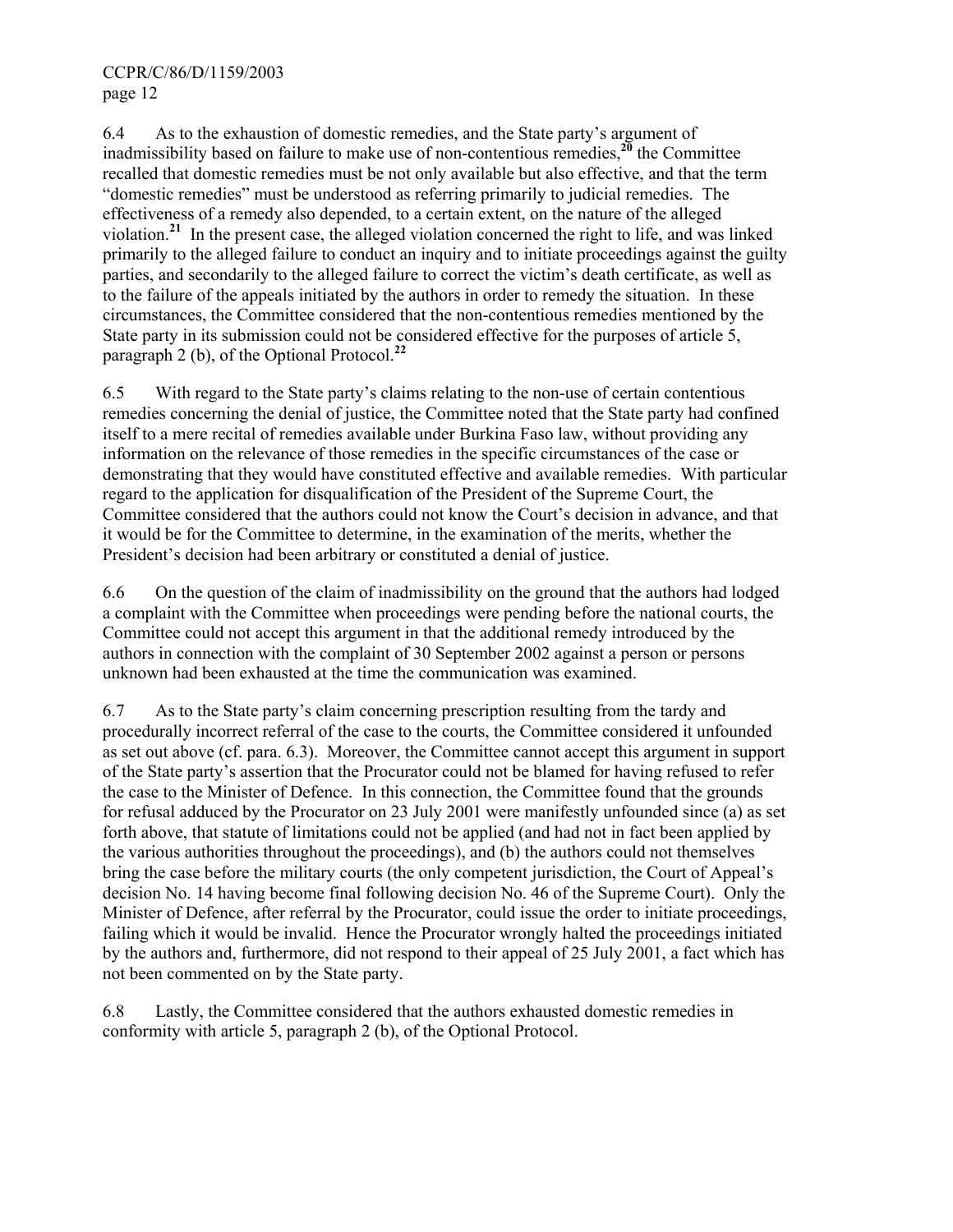6.4 As to the exhaustion of domestic remedies, and the State party's argument of inadmissibility based on failure to make use of non-contentious remedies,[20] the Committee recalled that domestic remedies must be not only available but also effective, and that the term "domestic remedies" must be understood as referring primarily to judicial remedies. The effectiveness of a remedy also depended, to a certain extent, on the nature of the alleged violation.[21] In the present case, the alleged violation concerned the right to life, and was linked primarily to the alleged failure to conduct an inquiry and to initiate proceedings against the guilty parties, and secondarily to the alleged failure to correct the victim's death certificate, as well as to the failure of the appeals initiated by the authors in order to remedy the situation. In these circumstances, the Committee considered that the non-contentious remedies mentioned by the State party in its submission could not be considered effective for the purposes of article 5, paragraph 2 (b), of the Optional Protocol.[22]

6.5 With regard to the State party's claims relating to the non-use of certain contentious remedies concerning the denial of justice, the Committee noted that the State party had confined itself to a mere recital of remedies available under Burkina Faso law, without providing any information on the relevance of those remedies in the specific circumstances of the case or demonstrating that they would have constituted effective and available remedies. With particular regard to the application for disqualification of the President of the Supreme Court, the Committee considered that the authors could not know the Court's decision in advance, and that it would be for the Committee to determine, in the examination of the merits, whether the President's decision had been arbitrary or constituted a denial of justice.

6.6 On the question of the claim of inadmissibility on the ground that the authors had lodged a complaint with the Committee when proceedings were pending before the national courts, the Committee could not accept this argument in that the additional remedy introduced by the authors in connection with the complaint of 30 September 2002 against a person or persons unknown had been exhausted at the time the communication was examined.

6.7 As to the State party's claim concerning prescription resulting from the tardy and procedurally incorrect referral of the case to the courts, the Committee considered it unfounded as set out above (cf. para. 6.3). Moreover, the Committee cannot accept this argument in support of the State party's assertion that the Procurator could not be blamed for having refused to refer the case to the Minister of Defence. In this connection, the Committee found that the grounds for refusal adduced by the Procurator on 23 July 2001 were manifestly unfounded since (a) as set forth above, that statute of limitations could not be applied (and had not in fact been applied by the various authorities throughout the proceedings), and (b) the authors could not themselves bring the case before the military courts (the only competent jurisdiction, the Court of Appeal's decision No. 14 having become final following decision No. 46 of the Supreme Court). Only the Minister of Defence, after referral by the Procurator, could issue the order to initiate proceedings, failing which it would be invalid. Hence the Procurator wrongly halted the proceedings initiated by the authors and, furthermore, did not respond to their appeal of 25 July 2001, a fact which has not been commented on by the State party.

6.8 Lastly, the Committee considered that the authors exhausted domestic remedies in conformity with article 5, paragraph 2 (b), of the Optional Protocol.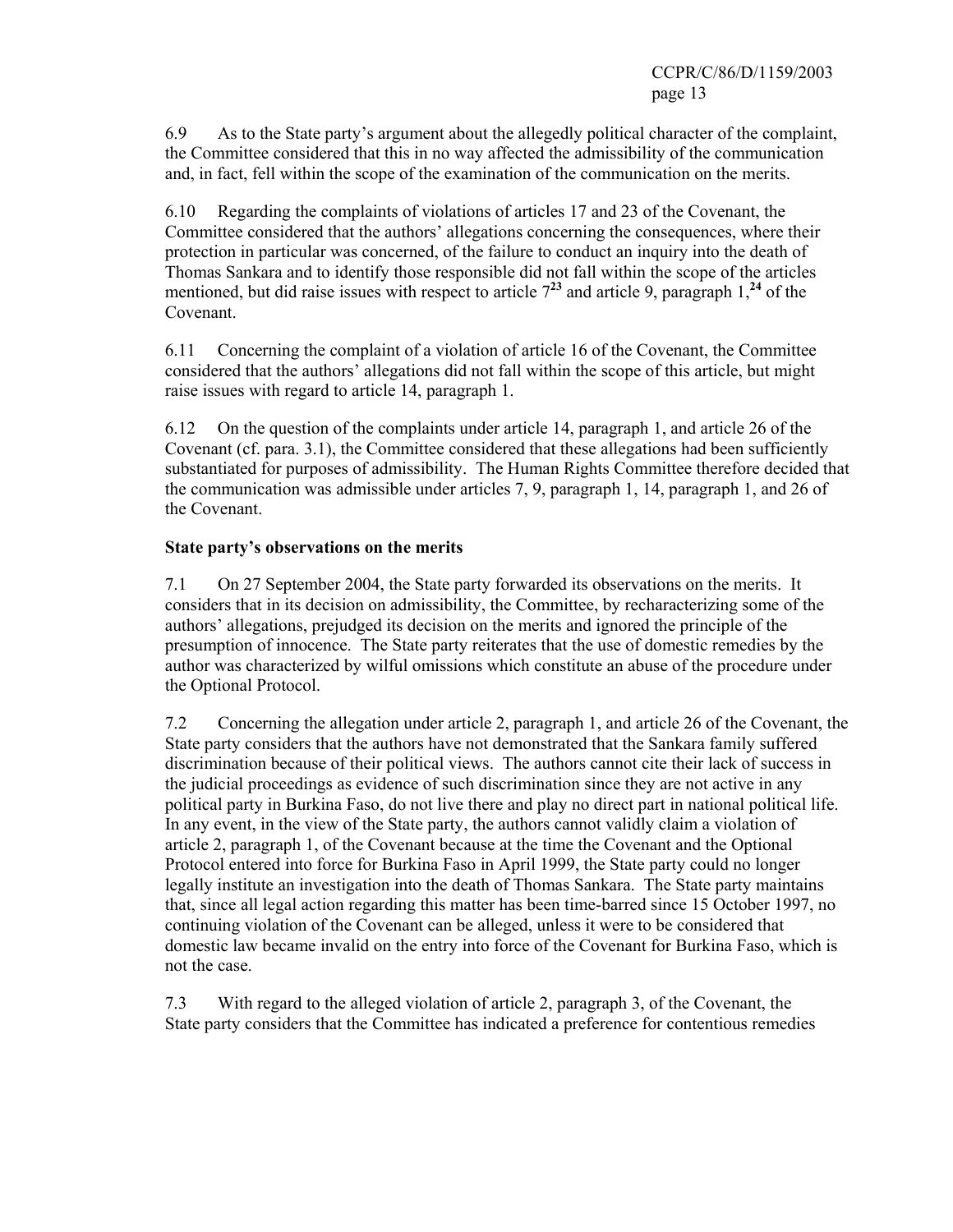6.9 As to the State party's argument about the allegedly political character of the complaint, the Committee considered that this in no way affected the admissibility of the communication and, in fact, fell within the scope of the examination of the communication on the merits.

6.10 Regarding the complaints of violations of articles 17 and 23 of the Covenant, the Committee considered that the authors' allegations concerning the consequences, where their protection in particular was concerned, of the failure to conduct an inquiry into the death of Thomas Sankara and to identify those responsible did not fall within the scope of the articles mentioned, but did raise issues with respect to article 7[23] and article 9, paragraph 1,[24] of the Covenant.

6.11 Concerning the complaint of a violation of article 16 of the Covenant, the Committee considered that the authors' allegations did not fall within the scope of this article, but might raise issues with regard to article 14, paragraph 1.

6.12 On the question of the complaints under article 14, paragraph 1, and article 26 of the Covenant (cf. para. 3.1), the Committee considered that these allegations had been sufficiently substantiated for purposes of admissibility. The Human Rights Committee therefore decided that the communication was admissible under articles 7, 9, paragraph 1, 14, paragraph 1, and 26 of the Covenant.

**State party's observations on the merits**

7.1 On 27 September 2004, the State party forwarded its observations on the merits. It considers that in its decision on admissibility, the Committee, by recharacterizing some of the authors' allegations, prejudged its decision on the merits and ignored the principle of the presumption of innocence. The State party reiterates that the use of domestic remedies by the author was characterized by wilful omissions which constitute an abuse of the procedure under the Optional Protocol.

7.2 Concerning the allegation under article 2, paragraph 1, and article 26 of the Covenant, the State party considers that the authors have not demonstrated that the Sankara family suffered discrimination because of their political views. The authors cannot cite their lack of success in the judicial proceedings as evidence of such discrimination since they are not active in any political party in Burkina Faso, do not live there and play no direct part in national political life. In any event, in the view of the State party, the authors cannot validly claim a violation of article 2, paragraph 1, of the Covenant because at the time the Covenant and the Optional Protocol entered into force for Burkina Faso in April 1999, the State party could no longer legally institute an investigation into the death of Thomas Sankara. The State party maintains that, since all legal action regarding this matter has been time-barred since 15 October 1997, no continuing violation of the Covenant can be alleged, unless it were to be considered that domestic law became invalid on the entry into force of the Covenant for Burkina Faso, which is not the case.

7.3 With regard to the alleged violation of article 2, paragraph 3, of the Covenant, the State party considers that the Committee has indicated a preference for contentious remedies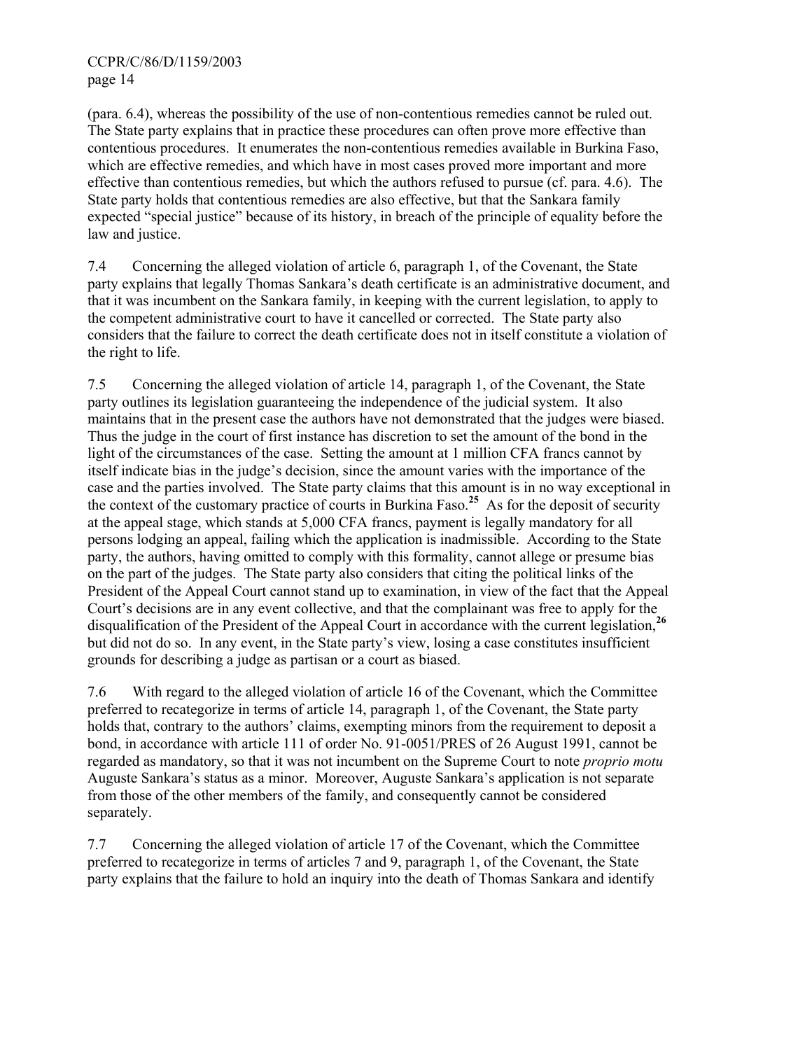(para. 6.4), whereas the possibility of the use of non-contentious remedies cannot be ruled out. The State party explains that in practice these procedures can often prove more effective than contentious procedures. It enumerates the non-contentious remedies available in Burkina Faso, which are effective remedies, and which have in most cases proved more important and more effective than contentious remedies, but which the authors refused to pursue (cf. para. 4.6). The State party holds that contentious remedies are also effective, but that the Sankara family expected "special justice" because of its history, in breach of the principle of equality before the law and justice.

7.4 Concerning the alleged violation of article 6, paragraph 1, of the Covenant, the State party explains that legally Thomas Sankara's death certificate is an administrative document, and that it was incumbent on the Sankara family, in keeping with the current legislation, to apply to the competent administrative court to have it cancelled or corrected. The State party also considers that the failure to correct the death certificate does not in itself constitute a violation of the right to life.

7.5 Concerning the alleged violation of article 14, paragraph 1, of the Covenant, the State party outlines its legislation guaranteeing the independence of the judicial system. It also maintains that in the present case the authors have not demonstrated that the judges were biased. Thus the judge in the court of first instance has discretion to set the amount of the bond in the light of the circumstances of the case. Setting the amount at 1 million CFA francs cannot by itself indicate bias in the judge's decision, since the amount varies with the importance of the case and the parties involved. The State party claims that this amount is in no way exceptional in the context of the customary practice of courts in Burkina Faso.[25] As for the deposit of security at the appeal stage, which stands at 5,000 CFA francs, payment is legally mandatory for all persons lodging an appeal, failing which the application is inadmissible. According to the State party, the authors, having omitted to comply with this formality, cannot allege or presume bias on the part of the judges. The State party also considers that citing the political links of the President of the Appeal Court cannot stand up to examination, in view of the fact that the Appeal Court's decisions are in any event collective, and that the complainant was free to apply for the disqualification of the President of the Appeal Court in accordance with the current legislation,[26] but did not do so. In any event, in the State party's view, losing a case constitutes insufficient grounds for describing a judge as partisan or a court as biased.

7.6 With regard to the alleged violation of article 16 of the Covenant, which the Committee preferred to recategorize in terms of article 14, paragraph 1, of the Covenant, the State party holds that, contrary to the authors' claims, exempting minors from the requirement to deposit a bond, in accordance with article 111 of order No. 91-0051/PRES of 26 August 1991, cannot be regarded as mandatory, so that it was not incumbent on the Supreme Court to note *proprio motu* Auguste Sankara's status as a minor. Moreover, Auguste Sankara's application is not separate from those of the other members of the family, and consequently cannot be considered separately.

7.7 Concerning the alleged violation of article 17 of the Covenant, which the Committee preferred to recategorize in terms of articles 7 and 9, paragraph 1, of the Covenant, the State party explains that the failure to hold an inquiry into the death of Thomas Sankara and identify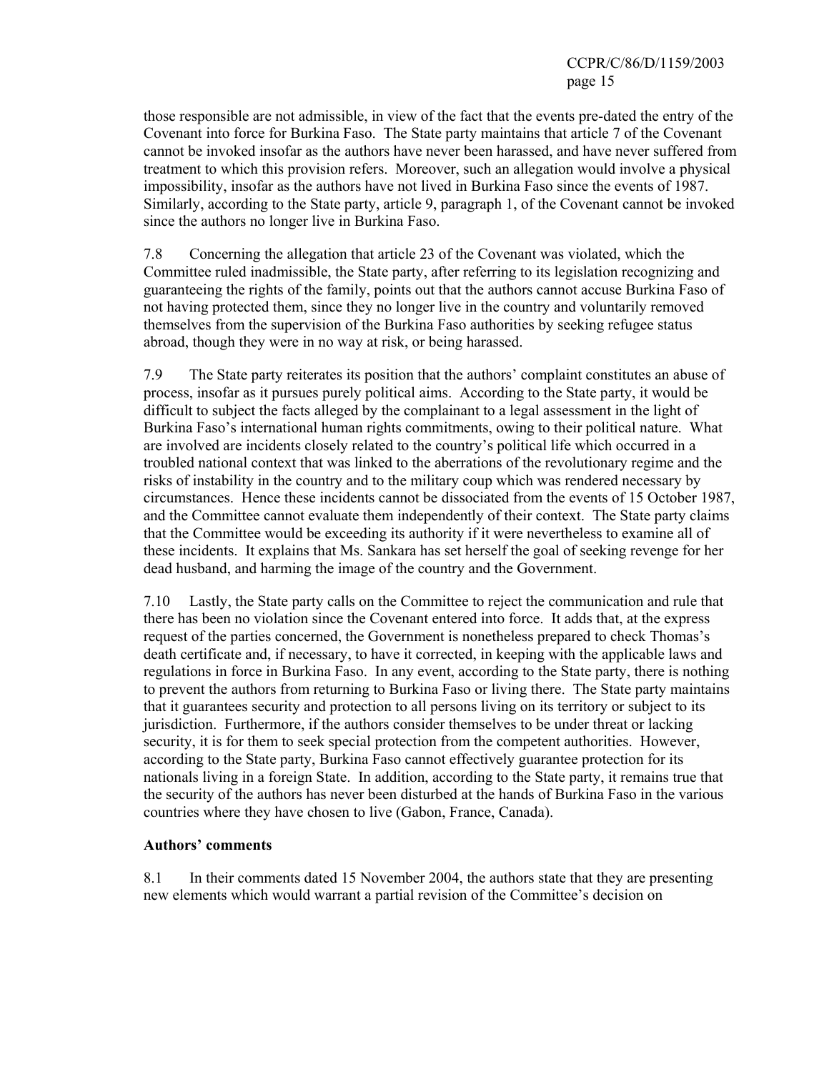those responsible are not admissible, in view of the fact that the events pre-dated the entry of the Covenant into force for Burkina Faso. The State party maintains that article 7 of the Covenant cannot be invoked insofar as the authors have never been harassed, and have never suffered from treatment to which this provision refers. Moreover, such an allegation would involve a physical impossibility, insofar as the authors have not lived in Burkina Faso since the events of 1987. Similarly, according to the State party, article 9, paragraph 1, of the Covenant cannot be invoked since the authors no longer live in Burkina Faso.

7.8 Concerning the allegation that article 23 of the Covenant was violated, which the Committee ruled inadmissible, the State party, after referring to its legislation recognizing and guaranteeing the rights of the family, points out that the authors cannot accuse Burkina Faso of not having protected them, since they no longer live in the country and voluntarily removed themselves from the supervision of the Burkina Faso authorities by seeking refugee status abroad, though they were in no way at risk, or being harassed.

7.9 The State party reiterates its position that the authors' complaint constitutes an abuse of process, insofar as it pursues purely political aims. According to the State party, it would be difficult to subject the facts alleged by the complainant to a legal assessment in the light of Burkina Faso's international human rights commitments, owing to their political nature. What are involved are incidents closely related to the country's political life which occurred in a troubled national context that was linked to the aberrations of the revolutionary regime and the risks of instability in the country and to the military coup which was rendered necessary by circumstances. Hence these incidents cannot be dissociated from the events of 15 October 1987, and the Committee cannot evaluate them independently of their context. The State party claims that the Committee would be exceeding its authority if it were nevertheless to examine all of these incidents. It explains that Ms. Sankara has set herself the goal of seeking revenge for her dead husband, and harming the image of the country and the Government.

7.10 Lastly, the State party calls on the Committee to reject the communication and rule that there has been no violation since the Covenant entered into force. It adds that, at the express request of the parties concerned, the Government is nonetheless prepared to check Thomas's death certificate and, if necessary, to have it corrected, in keeping with the applicable laws and regulations in force in Burkina Faso. In any event, according to the State party, there is nothing to prevent the authors from returning to Burkina Faso or living there. The State party maintains that it guarantees security and protection to all persons living on its territory or subject to its jurisdiction. Furthermore, if the authors consider themselves to be under threat or lacking security, it is for them to seek special protection from the competent authorities. However, according to the State party, Burkina Faso cannot effectively guarantee protection for its nationals living in a foreign State. In addition, according to the State party, it remains true that the security of the authors has never been disturbed at the hands of Burkina Faso in the various countries where they have chosen to live (Gabon, France, Canada).

**Authors' comments**

8.1 In their comments dated 15 November 2004, the authors state that they are presenting new elements which would warrant a partial revision of the Committee's decision on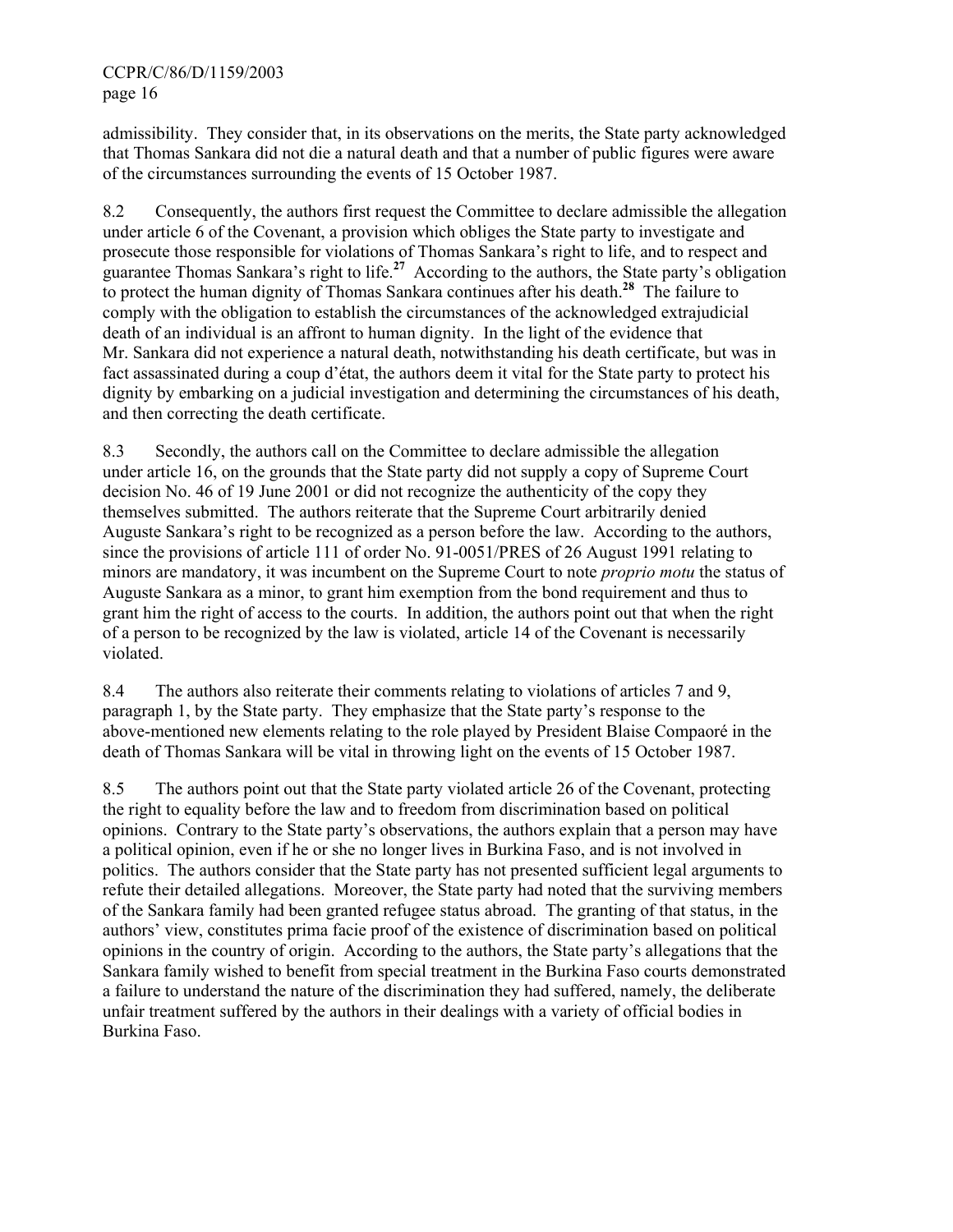admissibility. They consider that, in its observations on the merits, the State party acknowledged that Thomas Sankara did not die a natural death and that a number of public figures were aware of the circumstances surrounding the events of 15 October 1987.

8.2 Consequently, the authors first request the Committee to declare admissible the allegation under article 6 of the Covenant, a provision which obliges the State party to investigate and prosecute those responsible for violations of Thomas Sankara's right to life, and to respect and guarantee Thomas Sankara's right to life.[27] According to the authors, the State party's obligation to protect the human dignity of Thomas Sankara continues after his death.[28] The failure to comply with the obligation to establish the circumstances of the acknowledged extrajudicial death of an individual is an affront to human dignity. In the light of the evidence that Mr. Sankara did not experience a natural death, notwithstanding his death certificate, but was in fact assassinated during a coup d'état, the authors deem it vital for the State party to protect his dignity by embarking on a judicial investigation and determining the circumstances of his death, and then correcting the death certificate.

8.3 Secondly, the authors call on the Committee to declare admissible the allegation under article 16, on the grounds that the State party did not supply a copy of Supreme Court decision No. 46 of 19 June 2001 or did not recognize the authenticity of the copy they themselves submitted. The authors reiterate that the Supreme Court arbitrarily denied Auguste Sankara's right to be recognized as a person before the law. According to the authors, since the provisions of article 111 of order No. 91-0051/PRES of 26 August 1991 relating to minors are mandatory, it was incumbent on the Supreme Court to note *proprio motu* the status of Auguste Sankara as a minor, to grant him exemption from the bond requirement and thus to grant him the right of access to the courts. In addition, the authors point out that when the right of a person to be recognized by the law is violated, article 14 of the Covenant is necessarily violated.

8.4 The authors also reiterate their comments relating to violations of articles 7 and 9, paragraph 1, by the State party. They emphasize that the State party's response to the above-mentioned new elements relating to the role played by President Blaise Compaoré in the death of Thomas Sankara will be vital in throwing light on the events of 15 October 1987.

8.5 The authors point out that the State party violated article 26 of the Covenant, protecting the right to equality before the law and to freedom from discrimination based on political opinions. Contrary to the State party's observations, the authors explain that a person may have a political opinion, even if he or she no longer lives in Burkina Faso, and is not involved in politics. The authors consider that the State party has not presented sufficient legal arguments to refute their detailed allegations. Moreover, the State party had noted that the surviving members of the Sankara family had been granted refugee status abroad. The granting of that status, in the authors' view, constitutes prima facie proof of the existence of discrimination based on political opinions in the country of origin. According to the authors, the State party's allegations that the Sankara family wished to benefit from special treatment in the Burkina Faso courts demonstrated a failure to understand the nature of the discrimination they had suffered, namely, the deliberate unfair treatment suffered by the authors in their dealings with a variety of official bodies in Burkina Faso.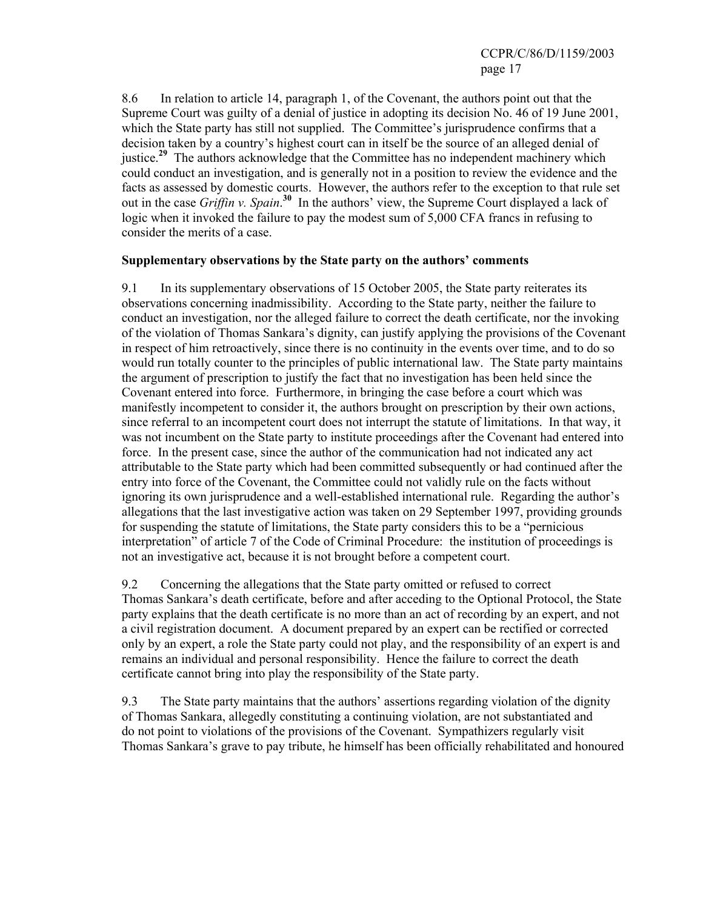8.6 In relation to article 14, paragraph 1, of the Covenant, the authors point out that the Supreme Court was guilty of a denial of justice in adopting its decision No. 46 of 19 June 2001, which the State party has still not supplied. The Committee's jurisprudence confirms that a decision taken by a country's highest court can in itself be the source of an alleged denial of justice.[29] The authors acknowledge that the Committee has no independent machinery which could conduct an investigation, and is generally not in a position to review the evidence and the facts as assessed by domestic courts. However, the authors refer to the exception to that rule set out in the case *Griffin v. Spain*.[30] In the authors' view, the Supreme Court displayed a lack of logic when it invoked the failure to pay the modest sum of 5,000 CFA francs in refusing to consider the merits of a case.

**Supplementary observations by the State party on the authors' comments**

9.1 In its supplementary observations of 15 October 2005, the State party reiterates its observations concerning inadmissibility. According to the State party, neither the failure to conduct an investigation, nor the alleged failure to correct the death certificate, nor the invoking of the violation of Thomas Sankara's dignity, can justify applying the provisions of the Covenant in respect of him retroactively, since there is no continuity in the events over time, and to do so would run totally counter to the principles of public international law. The State party maintains the argument of prescription to justify the fact that no investigation has been held since the Covenant entered into force. Furthermore, in bringing the case before a court which was manifestly incompetent to consider it, the authors brought on prescription by their own actions, since referral to an incompetent court does not interrupt the statute of limitations. In that way, it was not incumbent on the State party to institute proceedings after the Covenant had entered into force. In the present case, since the author of the communication had not indicated any act attributable to the State party which had been committed subsequently or had continued after the entry into force of the Covenant, the Committee could not validly rule on the facts without ignoring its own jurisprudence and a well-established international rule. Regarding the author's allegations that the last investigative action was taken on 29 September 1997, providing grounds for suspending the statute of limitations, the State party considers this to be a "pernicious interpretation" of article 7 of the Code of Criminal Procedure: the institution of proceedings is not an investigative act, because it is not brought before a competent court.

9.2 Concerning the allegations that the State party omitted or refused to correct Thomas Sankara's death certificate, before and after acceding to the Optional Protocol, the State party explains that the death certificate is no more than an act of recording by an expert, and not a civil registration document. A document prepared by an expert can be rectified or corrected only by an expert, a role the State party could not play, and the responsibility of an expert is and remains an individual and personal responsibility. Hence the failure to correct the death certificate cannot bring into play the responsibility of the State party.

9.3 The State party maintains that the authors' assertions regarding violation of the dignity of Thomas Sankara, allegedly constituting a continuing violation, are not substantiated and do not point to violations of the provisions of the Covenant. Sympathizers regularly visit Thomas Sankara's grave to pay tribute, he himself has been officially rehabilitated and honoured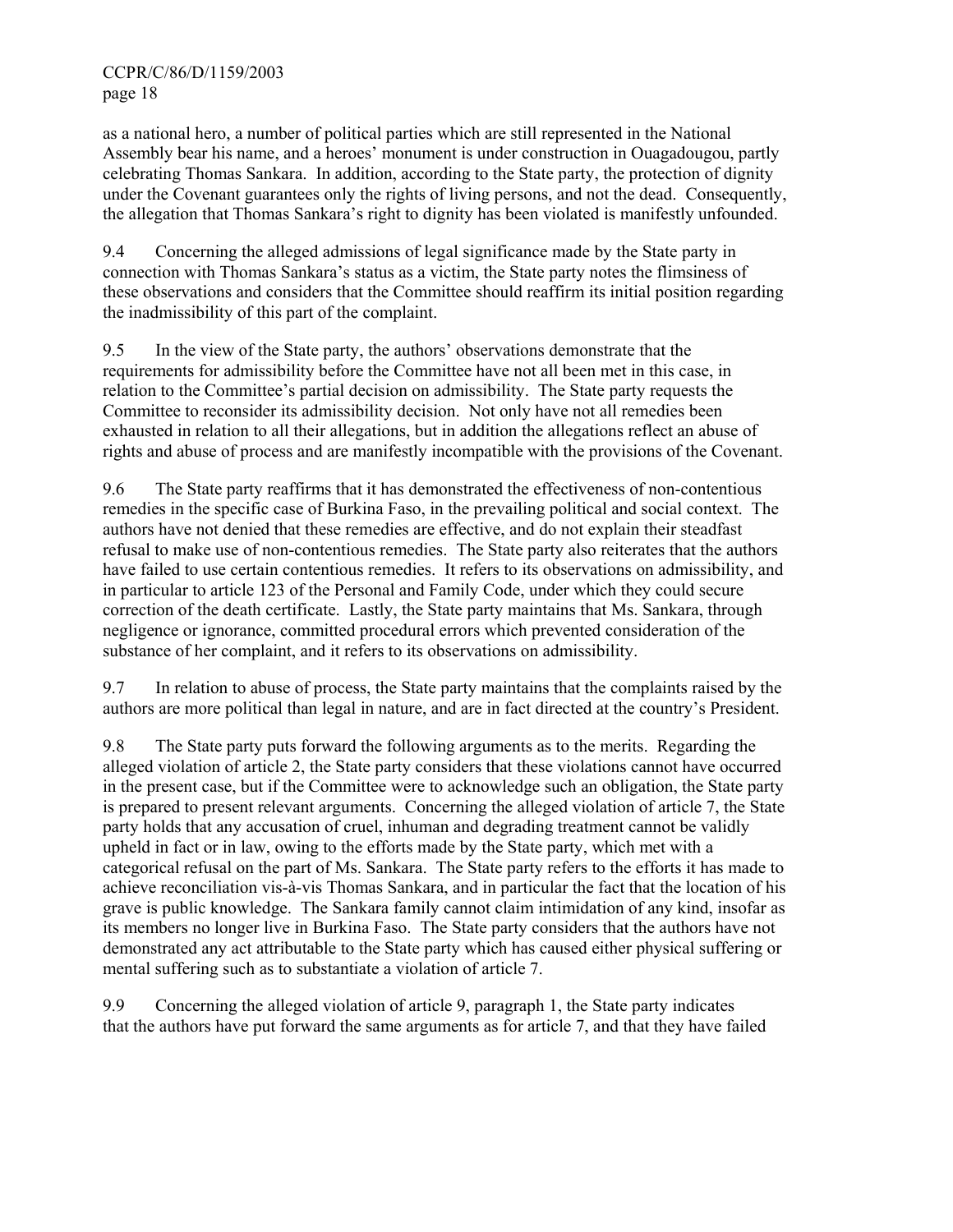as a national hero, a number of political parties which are still represented in the National Assembly bear his name, and a heroes' monument is under construction in Ouagadougou, partly celebrating Thomas Sankara. In addition, according to the State party, the protection of dignity under the Covenant guarantees only the rights of living persons, and not the dead. Consequently, the allegation that Thomas Sankara's right to dignity has been violated is manifestly unfounded.

9.4 Concerning the alleged admissions of legal significance made by the State party in connection with Thomas Sankara's status as a victim, the State party notes the flimsiness of these observations and considers that the Committee should reaffirm its initial position regarding the inadmissibility of this part of the complaint.

9.5 In the view of the State party, the authors' observations demonstrate that the requirements for admissibility before the Committee have not all been met in this case, in relation to the Committee's partial decision on admissibility. The State party requests the Committee to reconsider its admissibility decision. Not only have not all remedies been exhausted in relation to all their allegations, but in addition the allegations reflect an abuse of rights and abuse of process and are manifestly incompatible with the provisions of the Covenant.

9.6 The State party reaffirms that it has demonstrated the effectiveness of non-contentious remedies in the specific case of Burkina Faso, in the prevailing political and social context. The authors have not denied that these remedies are effective, and do not explain their steadfast refusal to make use of non-contentious remedies. The State party also reiterates that the authors have failed to use certain contentious remedies. It refers to its observations on admissibility, and in particular to article 123 of the Personal and Family Code, under which they could secure correction of the death certificate. Lastly, the State party maintains that Ms. Sankara, through negligence or ignorance, committed procedural errors which prevented consideration of the substance of her complaint, and it refers to its observations on admissibility.

9.7 In relation to abuse of process, the State party maintains that the complaints raised by the authors are more political than legal in nature, and are in fact directed at the country's President.

9.8 The State party puts forward the following arguments as to the merits. Regarding the alleged violation of article 2, the State party considers that these violations cannot have occurred in the present case, but if the Committee were to acknowledge such an obligation, the State party is prepared to present relevant arguments. Concerning the alleged violation of article 7, the State party holds that any accusation of cruel, inhuman and degrading treatment cannot be validly upheld in fact or in law, owing to the efforts made by the State party, which met with a categorical refusal on the part of Ms. Sankara. The State party refers to the efforts it has made to achieve reconciliation vis-à-vis Thomas Sankara, and in particular the fact that the location of his grave is public knowledge. The Sankara family cannot claim intimidation of any kind, insofar as its members no longer live in Burkina Faso. The State party considers that the authors have not demonstrated any act attributable to the State party which has caused either physical suffering or mental suffering such as to substantiate a violation of article 7.

9.9 Concerning the alleged violation of article 9, paragraph 1, the State party indicates that the authors have put forward the same arguments as for article 7, and that they have failed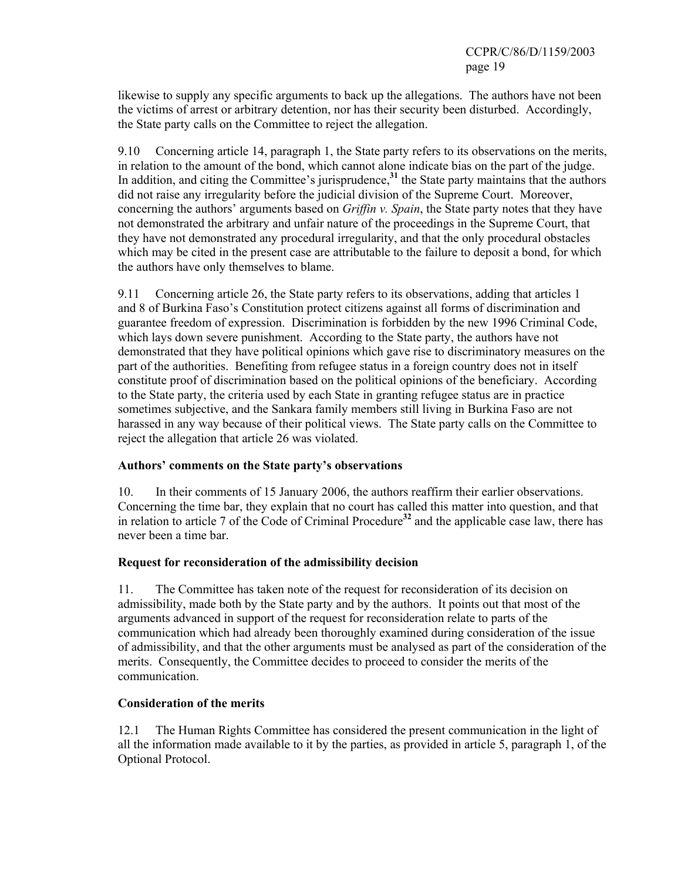likewise to supply any specific arguments to back up the allegations. The authors have not been the victims of arrest or arbitrary detention, nor has their security been disturbed. Accordingly, the State party calls on the Committee to reject the allegation.

9.10 Concerning article 14, paragraph 1, the State party refers to its observations on the merits, in relation to the amount of the bond, which cannot alone indicate bias on the part of the judge. In addition, and citing the Committee's jurisprudence,[31] the State party maintains that the authors did not raise any irregularity before the judicial division of the Supreme Court. Moreover, concerning the authors' arguments based on *Griffin v. Spain*, the State party notes that they have not demonstrated the arbitrary and unfair nature of the proceedings in the Supreme Court, that they have not demonstrated any procedural irregularity, and that the only procedural obstacles which may be cited in the present case are attributable to the failure to deposit a bond, for which the authors have only themselves to blame.

9.11 Concerning article 26, the State party refers to its observations, adding that articles 1 and 8 of Burkina Faso's Constitution protect citizens against all forms of discrimination and guarantee freedom of expression. Discrimination is forbidden by the new 1996 Criminal Code, which lays down severe punishment. According to the State party, the authors have not demonstrated that they have political opinions which gave rise to discriminatory measures on the part of the authorities. Benefiting from refugee status in a foreign country does not in itself constitute proof of discrimination based on the political opinions of the beneficiary. According to the State party, the criteria used by each State in granting refugee status are in practice sometimes subjective, and the Sankara family members still living in Burkina Faso are not harassed in any way because of their political views. The State party calls on the Committee to reject the allegation that article 26 was violated.

**Authors' comments on the State party's observations**

10. In their comments of 15 January 2006, the authors reaffirm their earlier observations. Concerning the time bar, they explain that no court has called this matter into question, and that in relation to article 7 of the Code of Criminal Procedure[32] and the applicable case law, there has never been a time bar.

**Request for reconsideration of the admissibility decision**

11. The Committee has taken note of the request for reconsideration of its decision on admissibility, made both by the State party and by the authors. It points out that most of the arguments advanced in support of the request for reconsideration relate to parts of the communication which had already been thoroughly examined during consideration of the issue of admissibility, and that the other arguments must be analysed as part of the consideration of the merits. Consequently, the Committee decides to proceed to consider the merits of the communication.

**Consideration of the merits**

12.1 The Human Rights Committee has considered the present communication in the light of all the information made available to it by the parties, as provided in article 5, paragraph 1, of the Optional Protocol.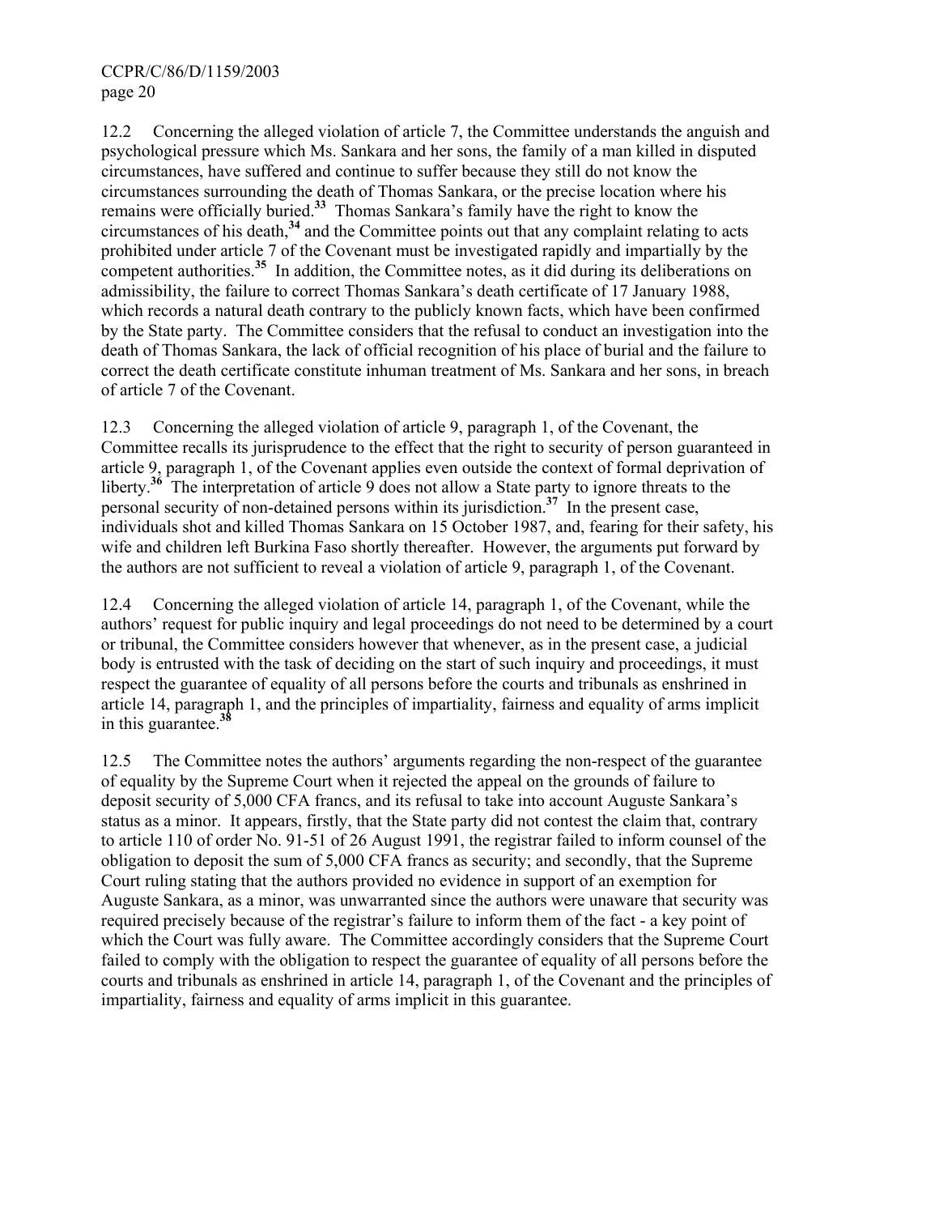12.2 Concerning the alleged violation of article 7, the Committee understands the anguish and psychological pressure which Ms. Sankara and her sons, the family of a man killed in disputed circumstances, have suffered and continue to suffer because they still do not know the circumstances surrounding the death of Thomas Sankara, or the precise location where his remains were officially buried.[33] Thomas Sankara's family have the right to know the circumstances of his death,[34] and the Committee points out that any complaint relating to acts prohibited under article 7 of the Covenant must be investigated rapidly and impartially by the competent authorities.[35] In addition, the Committee notes, as it did during its deliberations on admissibility, the failure to correct Thomas Sankara's death certificate of 17 January 1988, which records a natural death contrary to the publicly known facts, which have been confirmed by the State party. The Committee considers that the refusal to conduct an investigation into the death of Thomas Sankara, the lack of official recognition of his place of burial and the failure to correct the death certificate constitute inhuman treatment of Ms. Sankara and her sons, in breach of article 7 of the Covenant.

12.3 Concerning the alleged violation of article 9, paragraph 1, of the Covenant, the Committee recalls its jurisprudence to the effect that the right to security of person guaranteed in article 9, paragraph 1, of the Covenant applies even outside the context of formal deprivation of liberty.[36] The interpretation of article 9 does not allow a State party to ignore threats to the personal security of non-detained persons within its jurisdiction.[37] In the present case, individuals shot and killed Thomas Sankara on 15 October 1987, and, fearing for their safety, his wife and children left Burkina Faso shortly thereafter. However, the arguments put forward by the authors are not sufficient to reveal a violation of article 9, paragraph 1, of the Covenant.

12.4 Concerning the alleged violation of article 14, paragraph 1, of the Covenant, while the authors' request for public inquiry and legal proceedings do not need to be determined by a court or tribunal, the Committee considers however that whenever, as in the present case, a judicial body is entrusted with the task of deciding on the start of such inquiry and proceedings, it must respect the guarantee of equality of all persons before the courts and tribunals as enshrined in article 14, paragraph 1, and the principles of impartiality, fairness and equality of arms implicit in this guarantee.[38]

12.5 The Committee notes the authors' arguments regarding the non-respect of the guarantee of equality by the Supreme Court when it rejected the appeal on the grounds of failure to deposit security of 5,000 CFA francs, and its refusal to take into account Auguste Sankara's status as a minor. It appears, firstly, that the State party did not contest the claim that, contrary to article 110 of order No. 91-51 of 26 August 1991, the registrar failed to inform counsel of the obligation to deposit the sum of 5,000 CFA francs as security; and secondly, that the Supreme Court ruling stating that the authors provided no evidence in support of an exemption for Auguste Sankara, as a minor, was unwarranted since the authors were unaware that security was required precisely because of the registrar's failure to inform them of the fact - a key point of which the Court was fully aware. The Committee accordingly considers that the Supreme Court failed to comply with the obligation to respect the guarantee of equality of all persons before the courts and tribunals as enshrined in article 14, paragraph 1, of the Covenant and the principles of impartiality, fairness and equality of arms implicit in this guarantee.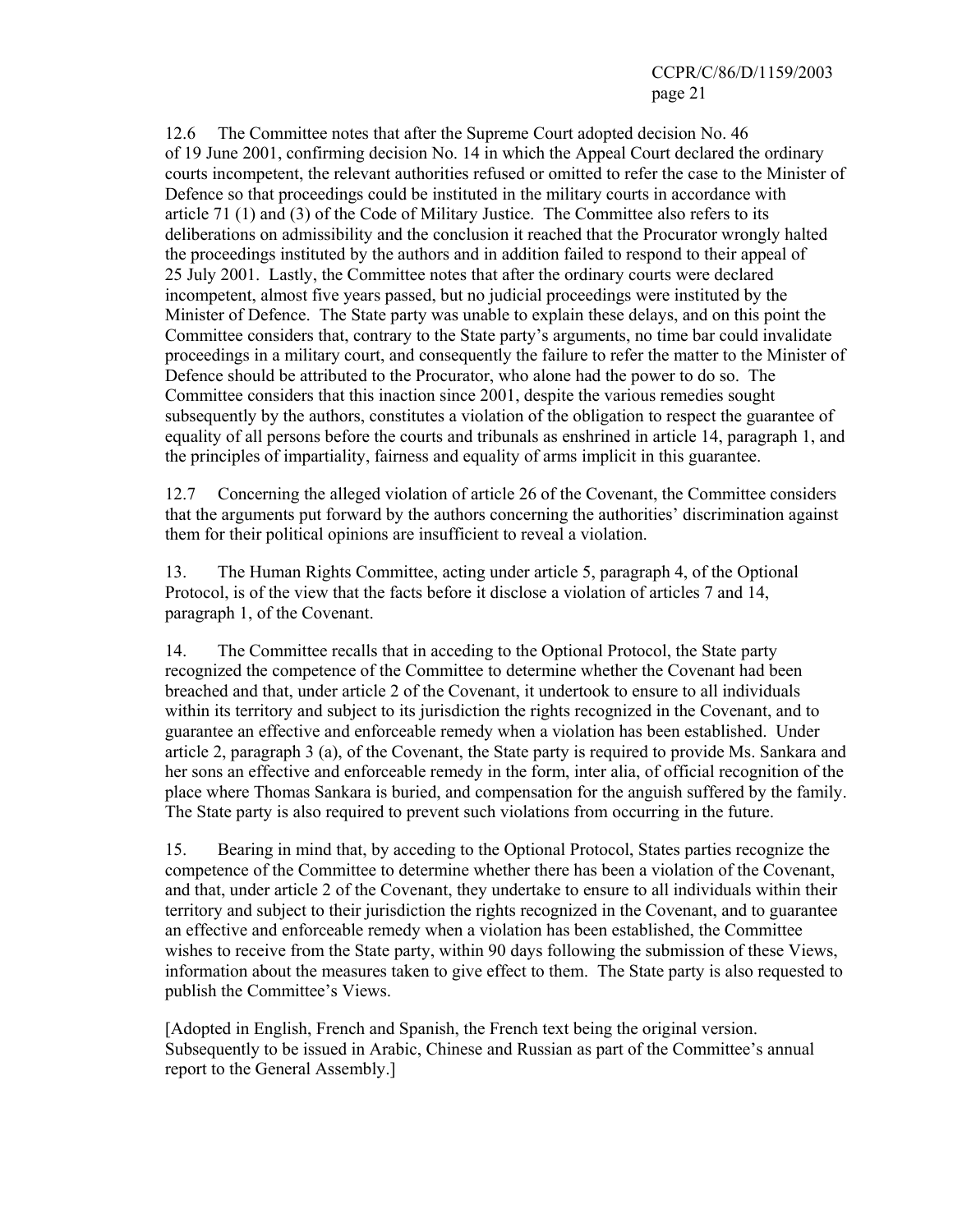12.6 The Committee notes that after the Supreme Court adopted decision No. 46 of 19 June 2001, confirming decision No. 14 in which the Appeal Court declared the ordinary courts incompetent, the relevant authorities refused or omitted to refer the case to the Minister of Defence so that proceedings could be instituted in the military courts in accordance with article 71 (1) and (3) of the Code of Military Justice. The Committee also refers to its deliberations on admissibility and the conclusion it reached that the Procurator wrongly halted the proceedings instituted by the authors and in addition failed to respond to their appeal of 25 July 2001. Lastly, the Committee notes that after the ordinary courts were declared incompetent, almost five years passed, but no judicial proceedings were instituted by the Minister of Defence. The State party was unable to explain these delays, and on this point the Committee considers that, contrary to the State party's arguments, no time bar could invalidate proceedings in a military court, and consequently the failure to refer the matter to the Minister of Defence should be attributed to the Procurator, who alone had the power to do so. The Committee considers that this inaction since 2001, despite the various remedies sought subsequently by the authors, constitutes a violation of the obligation to respect the guarantee of equality of all persons before the courts and tribunals as enshrined in article 14, paragraph 1, and the principles of impartiality, fairness and equality of arms implicit in this guarantee.

12.7 Concerning the alleged violation of article 26 of the Covenant, the Committee considers that the arguments put forward by the authors concerning the authorities' discrimination against them for their political opinions are insufficient to reveal a violation.

13. The Human Rights Committee, acting under article 5, paragraph 4, of the Optional Protocol, is of the view that the facts before it disclose a violation of articles 7 and 14, paragraph 1, of the Covenant.

14. The Committee recalls that in acceding to the Optional Protocol, the State party recognized the competence of the Committee to determine whether the Covenant had been breached and that, under article 2 of the Covenant, it undertook to ensure to all individuals within its territory and subject to its jurisdiction the rights recognized in the Covenant, and to guarantee an effective and enforceable remedy when a violation has been established. Under article 2, paragraph 3 (a), of the Covenant, the State party is required to provide Ms. Sankara and her sons an effective and enforceable remedy in the form, inter alia, of official recognition of the place where Thomas Sankara is buried, and compensation for the anguish suffered by the family. The State party is also required to prevent such violations from occurring in the future.

15. Bearing in mind that, by acceding to the Optional Protocol, States parties recognize the competence of the Committee to determine whether there has been a violation of the Covenant, and that, under article 2 of the Covenant, they undertake to ensure to all individuals within their territory and subject to their jurisdiction the rights recognized in the Covenant, and to guarantee an effective and enforceable remedy when a violation has been established, the Committee wishes to receive from the State party, within 90 days following the submission of these Views, information about the measures taken to give effect to them. The State party is also requested to publish the Committee's Views.

[Adopted in English, French and Spanish, the French text being the original version. Subsequently to be issued in Arabic, Chinese and Russian as part of the Committee's annual report to the General Assembly.]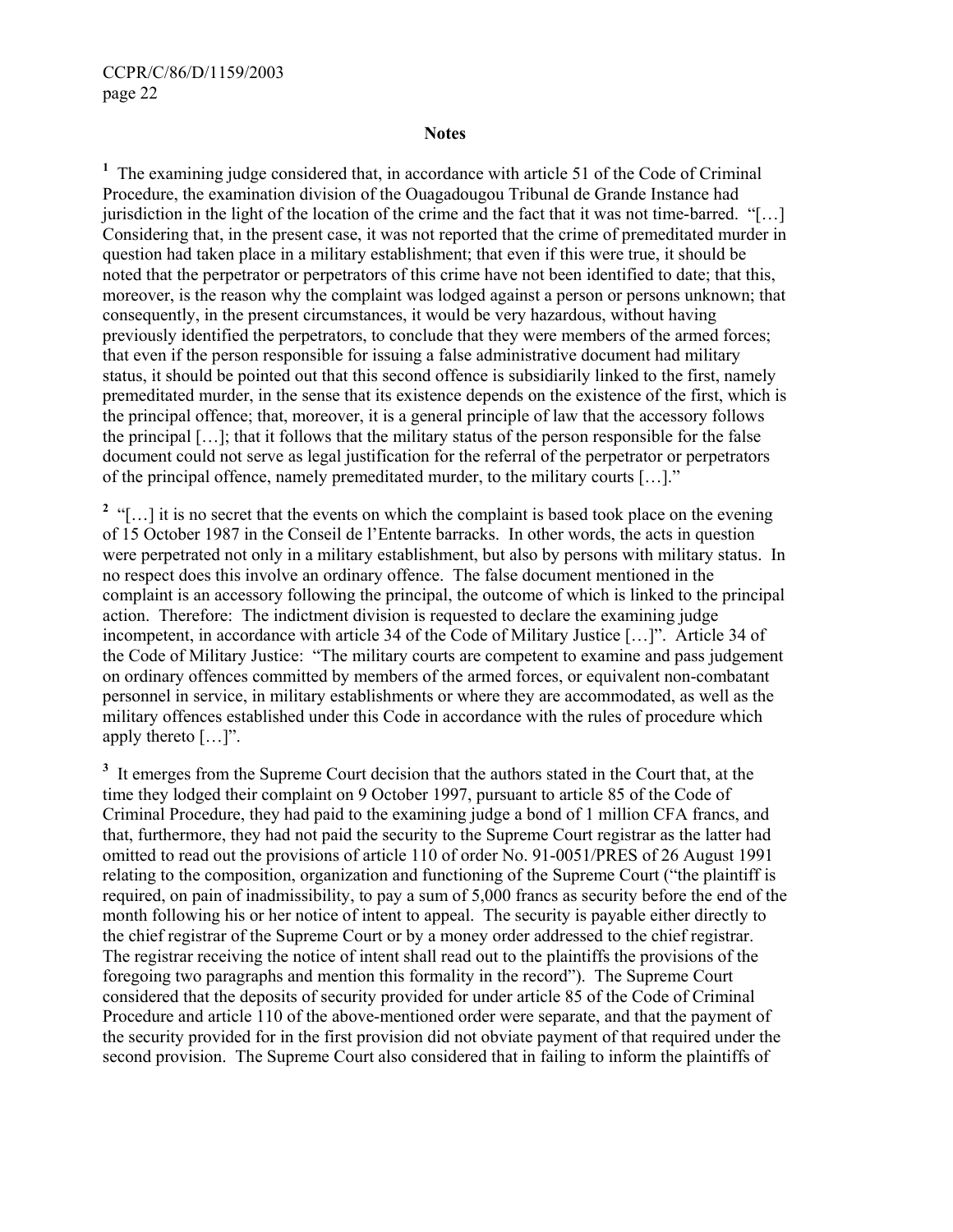**Notes**

[1] The examining judge considered that, in accordance with article 51 of the Code of Criminal Procedure, the examination division of the Ouagadougou Tribunal de Grande Instance had jurisdiction in the light of the location of the crime and the fact that it was not time-barred. "[…] Considering that, in the present case, it was not reported that the crime of premeditated murder in question had taken place in a military establishment; that even if this were true, it should be noted that the perpetrator or perpetrators of this crime have not been identified to date; that this, moreover, is the reason why the complaint was lodged against a person or persons unknown; that consequently, in the present circumstances, it would be very hazardous, without having previously identified the perpetrators, to conclude that they were members of the armed forces; that even if the person responsible for issuing a false administrative document had military status, it should be pointed out that this second offence is subsidiarily linked to the first, namely premeditated murder, in the sense that its existence depends on the existence of the first, which is the principal offence; that, moreover, it is a general principle of law that the accessory follows the principal […]; that it follows that the military status of the person responsible for the false document could not serve as legal justification for the referral of the perpetrator or perpetrators of the principal offence, namely premeditated murder, to the military courts […]."

[2] "[…] it is no secret that the events on which the complaint is based took place on the evening of 15 October 1987 in the Conseil de l'Entente barracks. In other words, the acts in question were perpetrated not only in a military establishment, but also by persons with military status. In no respect does this involve an ordinary offence. The false document mentioned in the complaint is an accessory following the principal, the outcome of which is linked to the principal action. Therefore: The indictment division is requested to declare the examining judge incompetent, in accordance with article 34 of the Code of Military Justice […]". Article 34 of the Code of Military Justice: "The military courts are competent to examine and pass judgement on ordinary offences committed by members of the armed forces, or equivalent non-combatant personnel in service, in military establishments or where they are accommodated, as well as the military offences established under this Code in accordance with the rules of procedure which apply thereto […]".

[3] It emerges from the Supreme Court decision that the authors stated in the Court that, at the time they lodged their complaint on 9 October 1997, pursuant to article 85 of the Code of Criminal Procedure, they had paid to the examining judge a bond of 1 million CFA francs, and that, furthermore, they had not paid the security to the Supreme Court registrar as the latter had omitted to read out the provisions of article 110 of order No. 91-0051/PRES of 26 August 1991 relating to the composition, organization and functioning of the Supreme Court ("the plaintiff is required, on pain of inadmissibility, to pay a sum of 5,000 francs as security before the end of the month following his or her notice of intent to appeal. The security is payable either directly to the chief registrar of the Supreme Court or by a money order addressed to the chief registrar. The registrar receiving the notice of intent shall read out to the plaintiffs the provisions of the foregoing two paragraphs and mention this formality in the record"). The Supreme Court considered that the deposits of security provided for under article 85 of the Code of Criminal Procedure and article 110 of the above-mentioned order were separate, and that the payment of the security provided for in the first provision did not obviate payment of that required under the second provision. The Supreme Court also considered that in failing to inform the plaintiffs of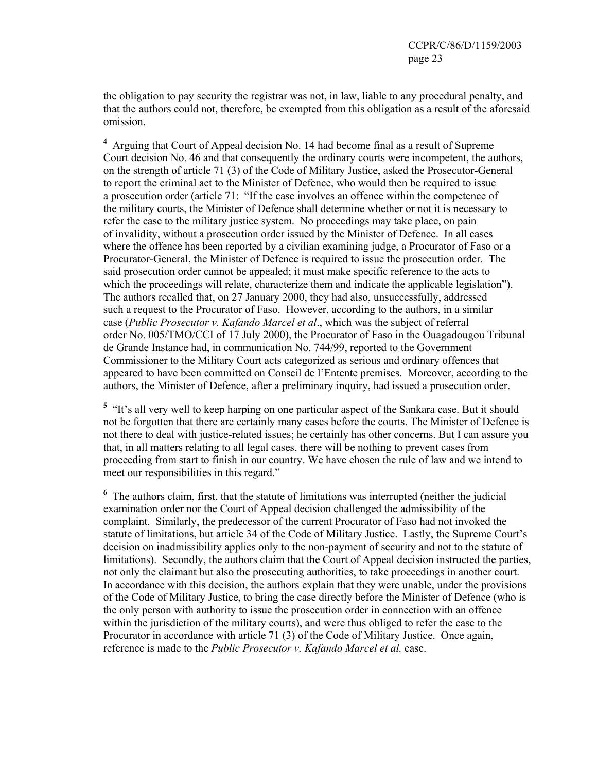the obligation to pay security the registrar was not, in law, liable to any procedural penalty, and that the authors could not, therefore, be exempted from this obligation as a result of the aforesaid omission.

[4] Arguing that Court of Appeal decision No. 14 had become final as a result of Supreme Court decision No. 46 and that consequently the ordinary courts were incompetent, the authors, on the strength of article 71 (3) of the Code of Military Justice, asked the Prosecutor-General to report the criminal act to the Minister of Defence, who would then be required to issue a prosecution order (article 71: "If the case involves an offence within the competence of the military courts, the Minister of Defence shall determine whether or not it is necessary to refer the case to the military justice system. No proceedings may take place, on pain of invalidity, without a prosecution order issued by the Minister of Defence. In all cases where the offence has been reported by a civilian examining judge, a Procurator of Faso or a Procurator-General, the Minister of Defence is required to issue the prosecution order. The said prosecution order cannot be appealed; it must make specific reference to the acts to which the proceedings will relate, characterize them and indicate the applicable legislation"). The authors recalled that, on 27 January 2000, they had also, unsuccessfully, addressed such a request to the Procurator of Faso. However, according to the authors, in a similar case (*Public Prosecutor v. Kafando Marcel et al*., which was the subject of referral order No. 005/TMO/CCI of 17 July 2000), the Procurator of Faso in the Ouagadougou Tribunal de Grande Instance had, in communication No. 744/99, reported to the Government Commissioner to the Military Court acts categorized as serious and ordinary offences that appeared to have been committed on Conseil de l'Entente premises. Moreover, according to the authors, the Minister of Defence, after a preliminary inquiry, had issued a prosecution order.

[5] "It's all very well to keep harping on one particular aspect of the Sankara case. But it should not be forgotten that there are certainly many cases before the courts. The Minister of Defence is not there to deal with justice-related issues; he certainly has other concerns. But I can assure you that, in all matters relating to all legal cases, there will be nothing to prevent cases from proceeding from start to finish in our country. We have chosen the rule of law and we intend to meet our responsibilities in this regard."

[6] The authors claim, first, that the statute of limitations was interrupted (neither the judicial examination order nor the Court of Appeal decision challenged the admissibility of the complaint. Similarly, the predecessor of the current Procurator of Faso had not invoked the statute of limitations, but article 34 of the Code of Military Justice. Lastly, the Supreme Court's decision on inadmissibility applies only to the non-payment of security and not to the statute of limitations). Secondly, the authors claim that the Court of Appeal decision instructed the parties, not only the claimant but also the prosecuting authorities, to take proceedings in another court. In accordance with this decision, the authors explain that they were unable, under the provisions of the Code of Military Justice, to bring the case directly before the Minister of Defence (who is the only person with authority to issue the prosecution order in connection with an offence within the jurisdiction of the military courts), and were thus obliged to refer the case to the Procurator in accordance with article 71 (3) of the Code of Military Justice. Once again, reference is made to the *Public Prosecutor v. Kafando Marcel et al.* case.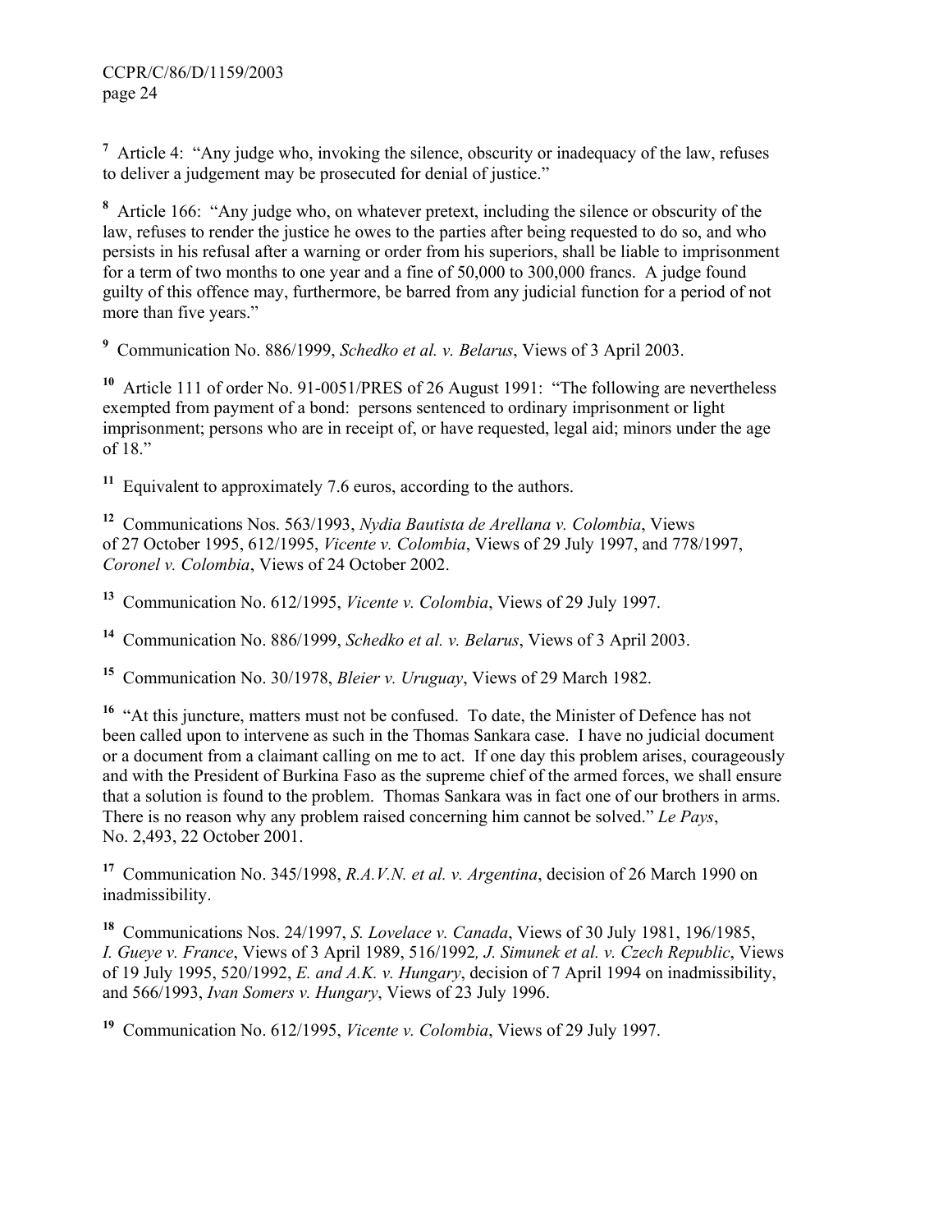[7] Article 4: "Any judge who, invoking the silence, obscurity or inadequacy of the law, refuses to deliver a judgement may be prosecuted for denial of justice."

[8] Article 166: "Any judge who, on whatever pretext, including the silence or obscurity of the law, refuses to render the justice he owes to the parties after being requested to do so, and who persists in his refusal after a warning or order from his superiors, shall be liable to imprisonment for a term of two months to one year and a fine of 50,000 to 300,000 francs. A judge found guilty of this offence may, furthermore, be barred from any judicial function for a period of not more than five years."

[9] Communication No. 886/1999, *Schedko et al. v. Belarus*, Views of 3 April 2003.

[10] Article 111 of order No. 91-0051/PRES of 26 August 1991: "The following are nevertheless exempted from payment of a bond: persons sentenced to ordinary imprisonment or light imprisonment; persons who are in receipt of, or have requested, legal aid; minors under the age of 18."

[11] Equivalent to approximately 7.6 euros, according to the authors.

[12] Communications Nos. 563/1993, *Nydia Bautista de Arellana v. Colombia*, Views of 27 October 1995, 612/1995, *Vicente v. Colombia*, Views of 29 July 1997, and 778/1997, *Coronel v. Colombia*, Views of 24 October 2002.

[13] Communication No. 612/1995, *Vicente v. Colombia*, Views of 29 July 1997.

[14] Communication No. 886/1999, *Schedko et al. v. Belarus*, Views of 3 April 2003.

[15] Communication No. 30/1978, *Bleier v. Uruguay*, Views of 29 March 1982.

[16] "At this juncture, matters must not be confused. To date, the Minister of Defence has not been called upon to intervene as such in the Thomas Sankara case. I have no judicial document or a document from a claimant calling on me to act. If one day this problem arises, courageously and with the President of Burkina Faso as the supreme chief of the armed forces, we shall ensure that a solution is found to the problem. Thomas Sankara was in fact one of our brothers in arms. There is no reason why any problem raised concerning him cannot be solved." *Le Pays*, No. 2,493, 22 October 2001.

[17] Communication No. 345/1998, *R.A.V.N. et al. v. Argentina*, decision of 26 March 1990 on inadmissibility.

[18] Communications Nos. 24/1997, *S. Lovelace v. Canada*, Views of 30 July 1981, 196/1985, *I. Gueye v. France*, Views of 3 April 1989, 516/1992*, J. Simunek et al. v. Czech Republic*, Views of 19 July 1995, 520/1992, *E. and A.K. v. Hungary*, decision of 7 April 1994 on inadmissibility, and 566/1993, *Ivan Somers v. Hungary*, Views of 23 July 1996.

[19] Communication No. 612/1995, *Vicente v. Colombia*, Views of 29 July 1997.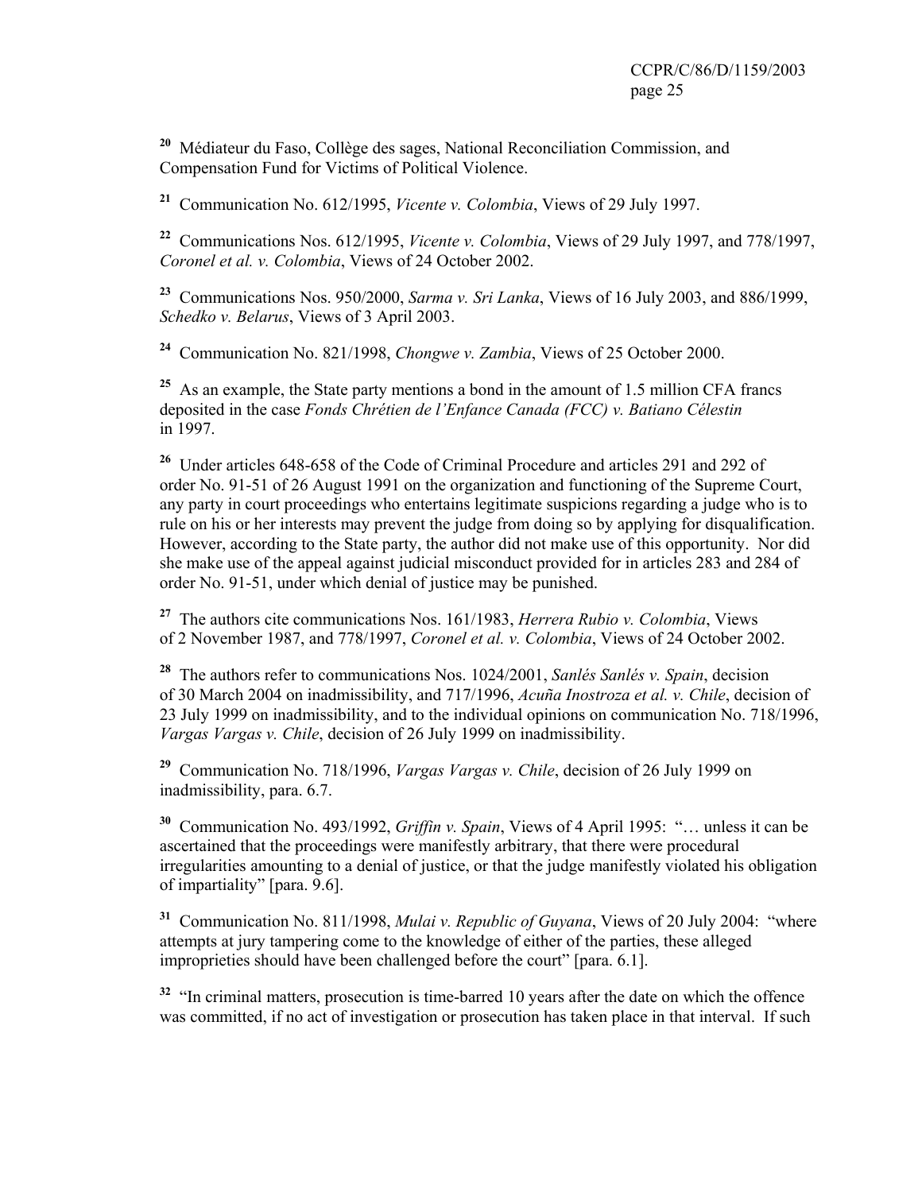[20] Médiateur du Faso, Collège des sages, National Reconciliation Commission, and Compensation Fund for Victims of Political Violence.

[21] Communication No. 612/1995, *Vicente v. Colombia*, Views of 29 July 1997.

[22] Communications Nos. 612/1995, *Vicente v. Colombia*, Views of 29 July 1997, and 778/1997, *Coronel et al. v. Colombia*, Views of 24 October 2002.

[23] Communications Nos. 950/2000, *Sarma v. Sri Lanka*, Views of 16 July 2003, and 886/1999, *Schedko v. Belarus*, Views of 3 April 2003.

[24] Communication No. 821/1998, *Chongwe v. Zambia*, Views of 25 October 2000.

[25] As an example, the State party mentions a bond in the amount of 1.5 million CFA francs deposited in the case *Fonds Chrétien de l'Enfance Canada (FCC) v. Batiano Célestin* in 1997.

[26] Under articles 648-658 of the Code of Criminal Procedure and articles 291 and 292 of order No. 91-51 of 26 August 1991 on the organization and functioning of the Supreme Court, any party in court proceedings who entertains legitimate suspicions regarding a judge who is to rule on his or her interests may prevent the judge from doing so by applying for disqualification. However, according to the State party, the author did not make use of this opportunity. Nor did she make use of the appeal against judicial misconduct provided for in articles 283 and 284 of order No. 91-51, under which denial of justice may be punished.

[27] The authors cite communications Nos. 161/1983, *Herrera Rubio v. Colombia*, Views of 2 November 1987, and 778/1997, *Coronel et al. v. Colombia*, Views of 24 October 2002.

[28] The authors refer to communications Nos. 1024/2001, *Sanlés Sanlés v. Spain*, decision of 30 March 2004 on inadmissibility, and 717/1996, *Acuña Inostroza et al. v. Chile*, decision of 23 July 1999 on inadmissibility, and to the individual opinions on communication No. 718/1996, *Vargas Vargas v. Chile*, decision of 26 July 1999 on inadmissibility.

[29] Communication No. 718/1996, *Vargas Vargas v. Chile*, decision of 26 July 1999 on inadmissibility, para. 6.7.

[30] Communication No. 493/1992, *Griffin v. Spain*, Views of 4 April 1995: "… unless it can be ascertained that the proceedings were manifestly arbitrary, that there were procedural irregularities amounting to a denial of justice, or that the judge manifestly violated his obligation of impartiality" [para. 9.6].

[31] Communication No. 811/1998, *Mulai v. Republic of Guyana*, Views of 20 July 2004: "where attempts at jury tampering come to the knowledge of either of the parties, these alleged improprieties should have been challenged before the court" [para. 6.1].

[32] "In criminal matters, prosecution is time-barred 10 years after the date on which the offence was committed, if no act of investigation or prosecution has taken place in that interval. If such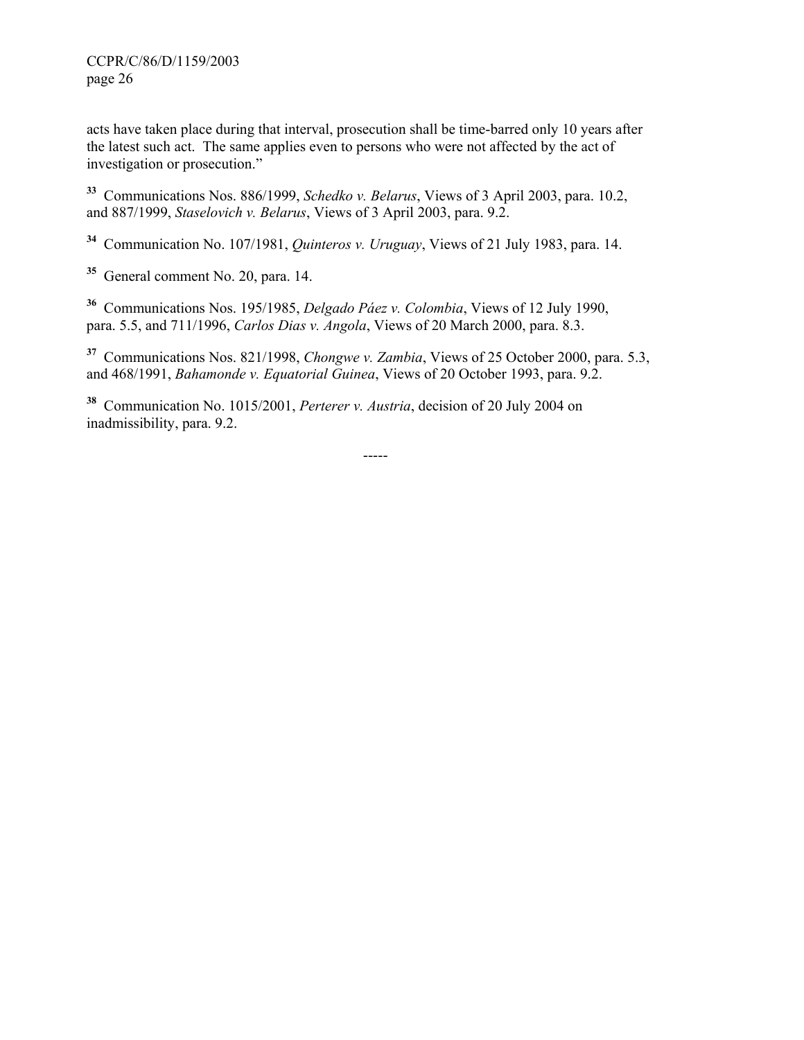acts have taken place during that interval, prosecution shall be time-barred only 10 years after the latest such act. The same applies even to persons who were not affected by the act of investigation or prosecution."

[33] Communications Nos. 886/1999, *Schedko v. Belarus*, Views of 3 April 2003, para. 10.2, and 887/1999, *Staselovich v. Belarus*, Views of 3 April 2003, para. 9.2.

[34] Communication No. 107/1981, *Quinteros v. Uruguay*, Views of 21 July 1983, para. 14.

[35] General comment No. 20, para. 14.

[36] Communications Nos. 195/1985, *Delgado Páez v. Colombia*, Views of 12 July 1990, para. 5.5, and 711/1996, *Carlos Dias v. Angola*, Views of 20 March 2000, para. 8.3.

[37] Communications Nos. 821/1998, *Chongwe v. Zambia*, Views of 25 October 2000, para. 5.3, and 468/1991, *Bahamonde v. Equatorial Guinea*, Views of 20 October 1993, para. 9.2.

[38] Communication No. 1015/2001, *Perterer v. Austria*, decision of 20 July 2004 on inadmissibility, para. 9.2.

-----